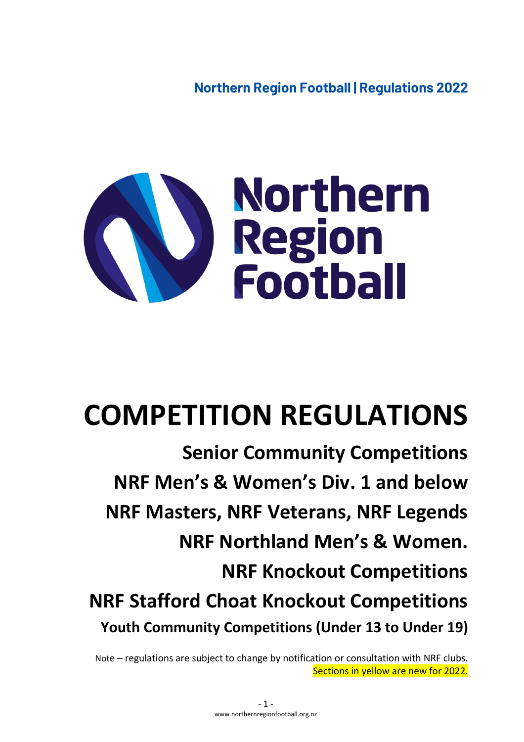**Northern Region Football | Regulations 2022**

Northern Region Football

# COMPETITION REGULATIONS

## Senior Community Competitions

## NRF Men's & Women's Div. 1 and below

## NRF Masters, NRF Veterans, NRF Legends

## NRF Northland Men's & Women.

## NRF Knockout Competitions

## NRF Stafford Choat Knockout Competitions

### Youth Community Competitions (Under 13 to Under 19)

Note – regulations are subject to change by notification or consultation with NRF clubs.
Sections in yellow are new for 2022.

www.northernregionfootball.org.nz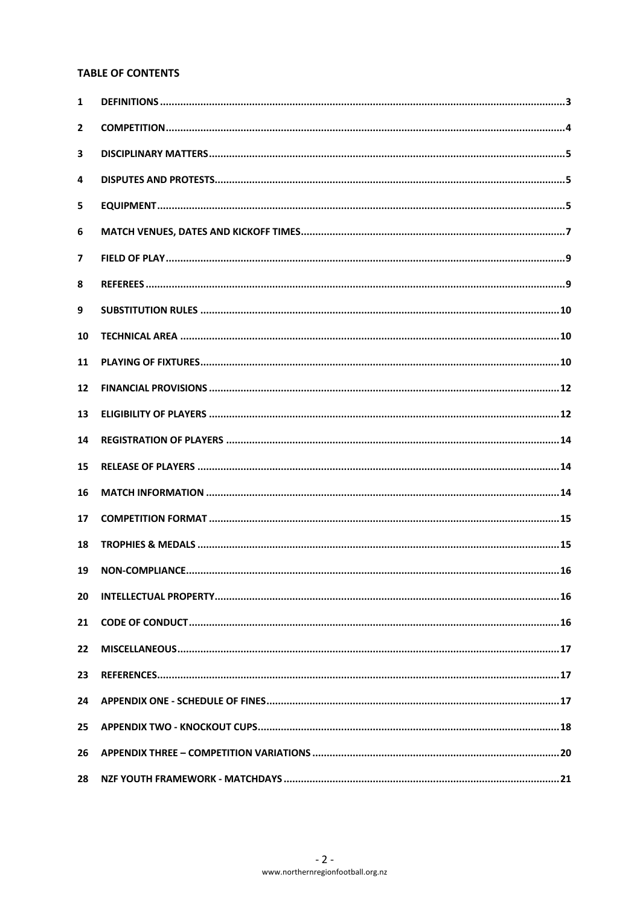**TABLE OF CONTENTS**

| | | |
|---|---|---|
| 1 | DEFINITIONS | 3 |
| 2 | COMPETITION | 4 |
| 3 | DISCIPLINARY MATTERS | 5 |
| 4 | DISPUTES AND PROTESTS | 5 |
| 5 | EQUIPMENT | 5 |
| 6 | MATCH VENUES, DATES AND KICKOFF TIMES | 7 |
| 7 | FIELD OF PLAY | 9 |
| 8 | REFEREES | 9 |
| 9 | SUBSTITUTION RULES | 10 |
| 10 | TECHNICAL AREA | 10 |
| 11 | PLAYING OF FIXTURES | 10 |
| 12 | FINANCIAL PROVISIONS | 12 |
| 13 | ELIGIBILITY OF PLAYERS | 12 |
| 14 | REGISTRATION OF PLAYERS | 14 |
| 15 | RELEASE OF PLAYERS | 14 |
| 16 | MATCH INFORMATION | 14 |
| 17 | COMPETITION FORMAT | 15 |
| 18 | TROPHIES & MEDALS | 15 |
| 19 | NON-COMPLIANCE | 16 |
| 20 | INTELLECTUAL PROPERTY | 16 |
| 21 | CODE OF CONDUCT | 16 |
| 22 | MISCELLANEOUS | 17 |
| 23 | REFERENCES | 17 |
| 24 | APPENDIX ONE - SCHEDULE OF FINES | 17 |
| 25 | APPENDIX TWO - KNOCKOUT CUPS | 18 |
| 26 | APPENDIX THREE – COMPETITION VARIATIONS | 20 |
| 28 | NZF YOUTH FRAMEWORK - MATCHDAYS | 21 |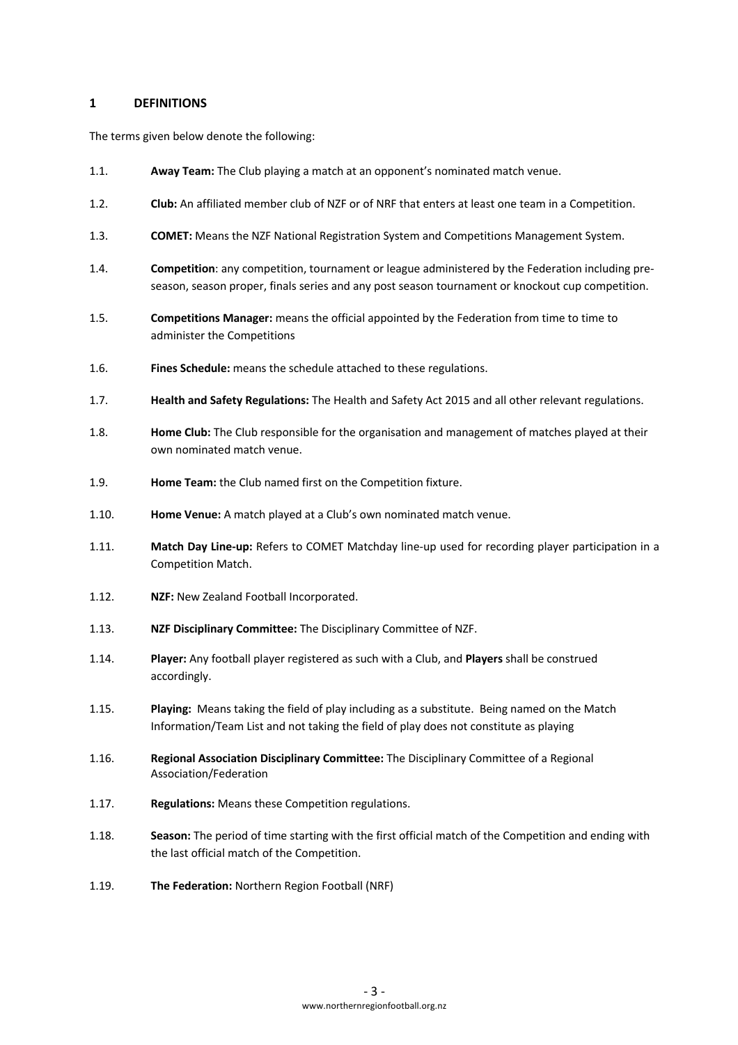## 1 DEFINITIONS

The terms given below denote the following:

1.1. **Away Team:** The Club playing a match at an opponent's nominated match venue.

1.2. **Club:** An affiliated member club of NZF or of NRF that enters at least one team in a Competition.

1.3. **COMET:** Means the NZF National Registration System and Competitions Management System.

1.4. **Competition**: any competition, tournament or league administered by the Federation including pre-season, season proper, finals series and any post season tournament or knockout cup competition.

1.5. **Competitions Manager:** means the official appointed by the Federation from time to time to administer the Competitions

1.6. **Fines Schedule:** means the schedule attached to these regulations.

1.7. **Health and Safety Regulations:** The Health and Safety Act 2015 and all other relevant regulations.

1.8. **Home Club:** The Club responsible for the organisation and management of matches played at their own nominated match venue.

1.9. **Home Team:** the Club named first on the Competition fixture.

1.10. **Home Venue:** A match played at a Club's own nominated match venue.

1.11. **Match Day Line-up:** Refers to COMET Matchday line-up used for recording player participation in a Competition Match.

1.12. **NZF:** New Zealand Football Incorporated.

1.13. **NZF Disciplinary Committee:** The Disciplinary Committee of NZF.

1.14. **Player:** Any football player registered as such with a Club, and **Players** shall be construed accordingly.

1.15. **Playing:** Means taking the field of play including as a substitute. Being named on the Match Information/Team List and not taking the field of play does not constitute as playing

1.16. **Regional Association Disciplinary Committee:** The Disciplinary Committee of a Regional Association/Federation

1.17. **Regulations:** Means these Competition regulations.

1.18. **Season:** The period of time starting with the first official match of the Competition and ending with the last official match of the Competition.

1.19. **The Federation:** Northern Region Football (NRF)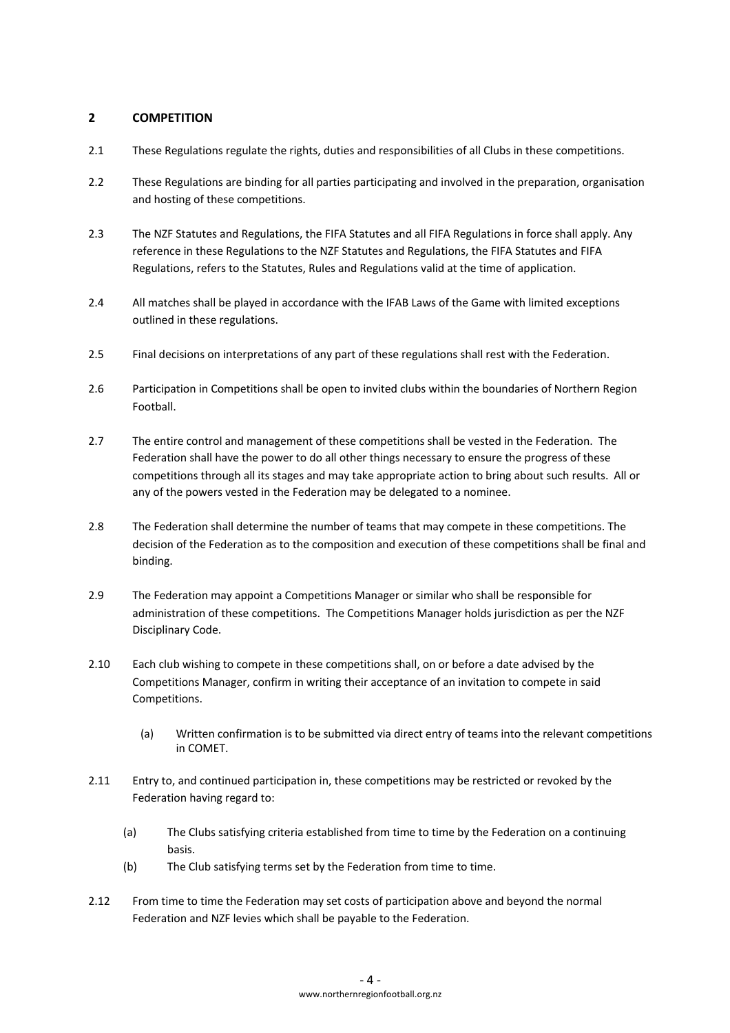## 2 COMPETITION

2.1 These Regulations regulate the rights, duties and responsibilities of all Clubs in these competitions.

2.2 These Regulations are binding for all parties participating and involved in the preparation, organisation and hosting of these competitions.

2.3 The NZF Statutes and Regulations, the FIFA Statutes and all FIFA Regulations in force shall apply. Any reference in these Regulations to the NZF Statutes and Regulations, the FIFA Statutes and FIFA Regulations, refers to the Statutes, Rules and Regulations valid at the time of application.

2.4 All matches shall be played in accordance with the IFAB Laws of the Game with limited exceptions outlined in these regulations.

2.5 Final decisions on interpretations of any part of these regulations shall rest with the Federation.

2.6 Participation in Competitions shall be open to invited clubs within the boundaries of Northern Region Football.

2.7 The entire control and management of these competitions shall be vested in the Federation. The Federation shall have the power to do all other things necessary to ensure the progress of these competitions through all its stages and may take appropriate action to bring about such results. All or any of the powers vested in the Federation may be delegated to a nominee.

2.8 The Federation shall determine the number of teams that may compete in these competitions. The decision of the Federation as to the composition and execution of these competitions shall be final and binding.

2.9 The Federation may appoint a Competitions Manager or similar who shall be responsible for administration of these competitions. The Competitions Manager holds jurisdiction as per the NZF Disciplinary Code.

2.10 Each club wishing to compete in these competitions shall, on or before a date advised by the Competitions Manager, confirm in writing their acceptance of an invitation to compete in said Competitions.

(a) Written confirmation is to be submitted via direct entry of teams into the relevant competitions in COMET.

2.11 Entry to, and continued participation in, these competitions may be restricted or revoked by the Federation having regard to:

(a) The Clubs satisfying criteria established from time to time by the Federation on a continuing basis.

(b) The Club satisfying terms set by the Federation from time to time.

2.12 From time to time the Federation may set costs of participation above and beyond the normal Federation and NZF levies which shall be payable to the Federation.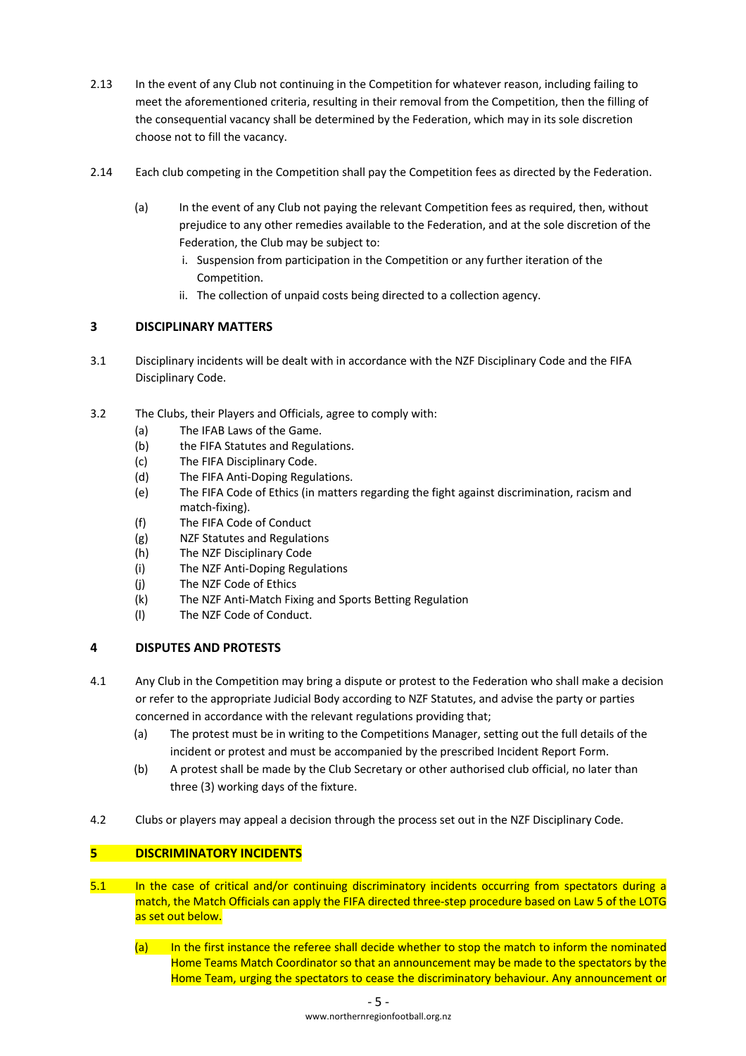2.13 In the event of any Club not continuing in the Competition for whatever reason, including failing to meet the aforementioned criteria, resulting in their removal from the Competition, then the filling of the consequential vacancy shall be determined by the Federation, which may in its sole discretion choose not to fill the vacancy.

2.14 Each club competing in the Competition shall pay the Competition fees as directed by the Federation.

(a) In the event of any Club not paying the relevant Competition fees as required, then, without prejudice to any other remedies available to the Federation, and at the sole discretion of the Federation, the Club may be subject to:

i. Suspension from participation in the Competition or any further iteration of the Competition.

ii. The collection of unpaid costs being directed to a collection agency.

## 3 DISCIPLINARY MATTERS

3.1 Disciplinary incidents will be dealt with in accordance with the NZF Disciplinary Code and the FIFA Disciplinary Code.

3.2 The Clubs, their Players and Officials, agree to comply with:

(a) The IFAB Laws of the Game.

(b) the FIFA Statutes and Regulations.

(c) The FIFA Disciplinary Code.

(d) The FIFA Anti-Doping Regulations.

(e) The FIFA Code of Ethics (in matters regarding the fight against discrimination, racism and match-fixing).

(f) The FIFA Code of Conduct

(g) NZF Statutes and Regulations

(h) The NZF Disciplinary Code

(i) The NZF Anti-Doping Regulations

(j) The NZF Code of Ethics

(k) The NZF Anti-Match Fixing and Sports Betting Regulation

(l) The NZF Code of Conduct.

## 4 DISPUTES AND PROTESTS

4.1 Any Club in the Competition may bring a dispute or protest to the Federation who shall make a decision or refer to the appropriate Judicial Body according to NZF Statutes, and advise the party or parties concerned in accordance with the relevant regulations providing that;

(a) The protest must be in writing to the Competitions Manager, setting out the full details of the incident or protest and must be accompanied by the prescribed Incident Report Form.

(b) A protest shall be made by the Club Secretary or other authorised club official, no later than three (3) working days of the fixture.

4.2 Clubs or players may appeal a decision through the process set out in the NZF Disciplinary Code.

## 5 DISCRIMINATORY INCIDENTS

5.1 In the case of critical and/or continuing discriminatory incidents occurring from spectators during a match, the Match Officials can apply the FIFA directed three-step procedure based on Law 5 of the LOTG as set out below.

(a) In the first instance the referee shall decide whether to stop the match to inform the nominated Home Teams Match Coordinator so that an announcement may be made to the spectators by the Home Team, urging the spectators to cease the discriminatory behaviour. Any announcement or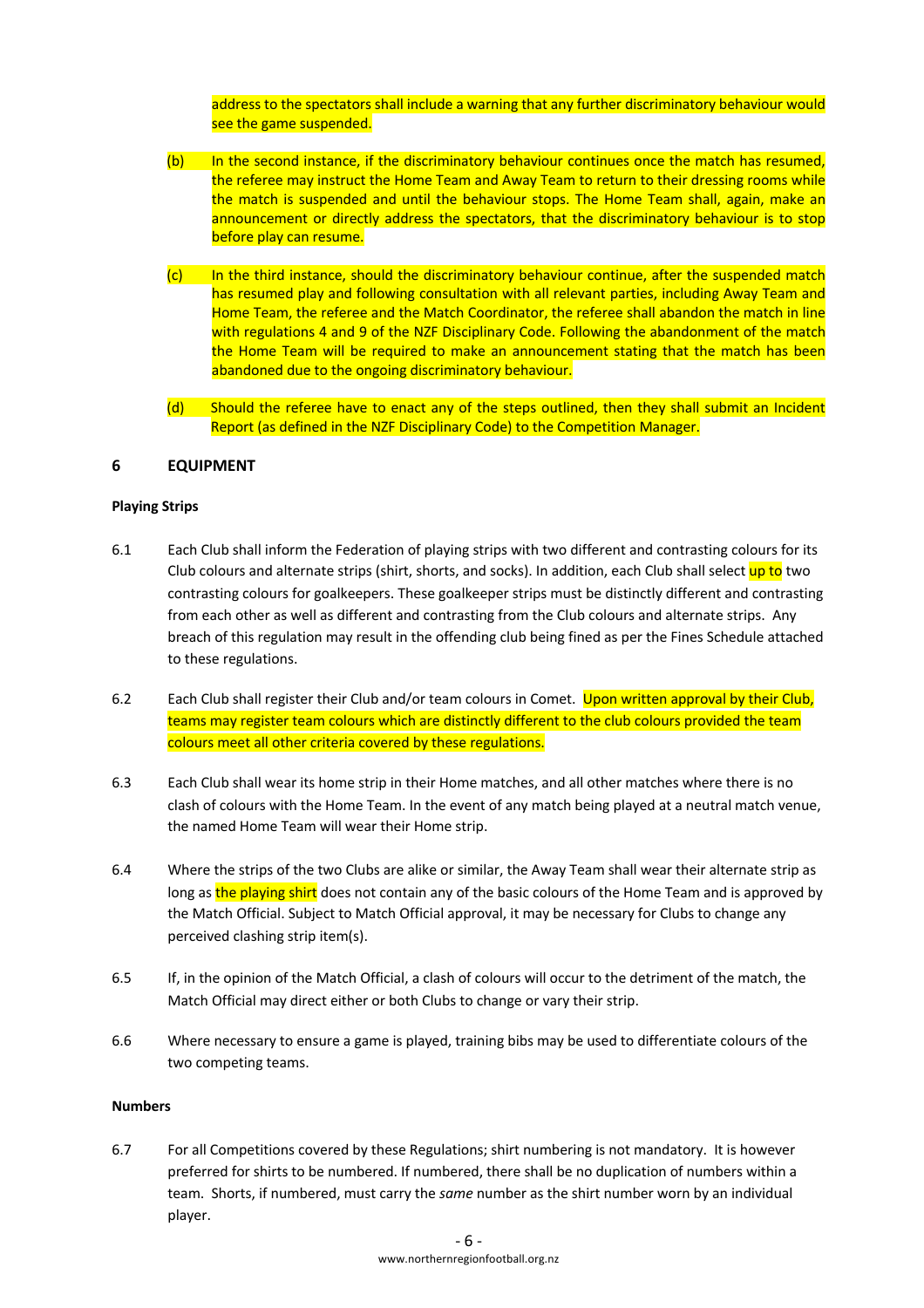address to the spectators shall include a warning that any further discriminatory behaviour would see the game suspended.

(b) In the second instance, if the discriminatory behaviour continues once the match has resumed, the referee may instruct the Home Team and Away Team to return to their dressing rooms while the match is suspended and until the behaviour stops. The Home Team shall, again, make an announcement or directly address the spectators, that the discriminatory behaviour is to stop before play can resume.

(c) In the third instance, should the discriminatory behaviour continue, after the suspended match has resumed play and following consultation with all relevant parties, including Away Team and Home Team, the referee and the Match Coordinator, the referee shall abandon the match in line with regulations 4 and 9 of the NZF Disciplinary Code. Following the abandonment of the match the Home Team will be required to make an announcement stating that the match has been abandoned due to the ongoing discriminatory behaviour.

(d) Should the referee have to enact any of the steps outlined, then they shall submit an Incident Report (as defined in the NZF Disciplinary Code) to the Competition Manager.

## 6 EQUIPMENT

**Playing Strips**

6.1 Each Club shall inform the Federation of playing strips with two different and contrasting colours for its Club colours and alternate strips (shirt, shorts, and socks). In addition, each Club shall select up to two contrasting colours for goalkeepers. These goalkeeper strips must be distinctly different and contrasting from each other as well as different and contrasting from the Club colours and alternate strips. Any breach of this regulation may result in the offending club being fined as per the Fines Schedule attached to these regulations.

6.2 Each Club shall register their Club and/or team colours in Comet. Upon written approval by their Club, teams may register team colours which are distinctly different to the club colours provided the team colours meet all other criteria covered by these regulations.

6.3 Each Club shall wear its home strip in their Home matches, and all other matches where there is no clash of colours with the Home Team. In the event of any match being played at a neutral match venue, the named Home Team will wear their Home strip.

6.4 Where the strips of the two Clubs are alike or similar, the Away Team shall wear their alternate strip as long as the playing shirt does not contain any of the basic colours of the Home Team and is approved by the Match Official. Subject to Match Official approval, it may be necessary for Clubs to change any perceived clashing strip item(s).

6.5 If, in the opinion of the Match Official, a clash of colours will occur to the detriment of the match, the Match Official may direct either or both Clubs to change or vary their strip.

6.6 Where necessary to ensure a game is played, training bibs may be used to differentiate colours of the two competing teams.

**Numbers**

6.7 For all Competitions covered by these Regulations; shirt numbering is not mandatory. It is however preferred for shirts to be numbered. If numbered, there shall be no duplication of numbers within a team. Shorts, if numbered, must carry the *same* number as the shirt number worn by an individual player.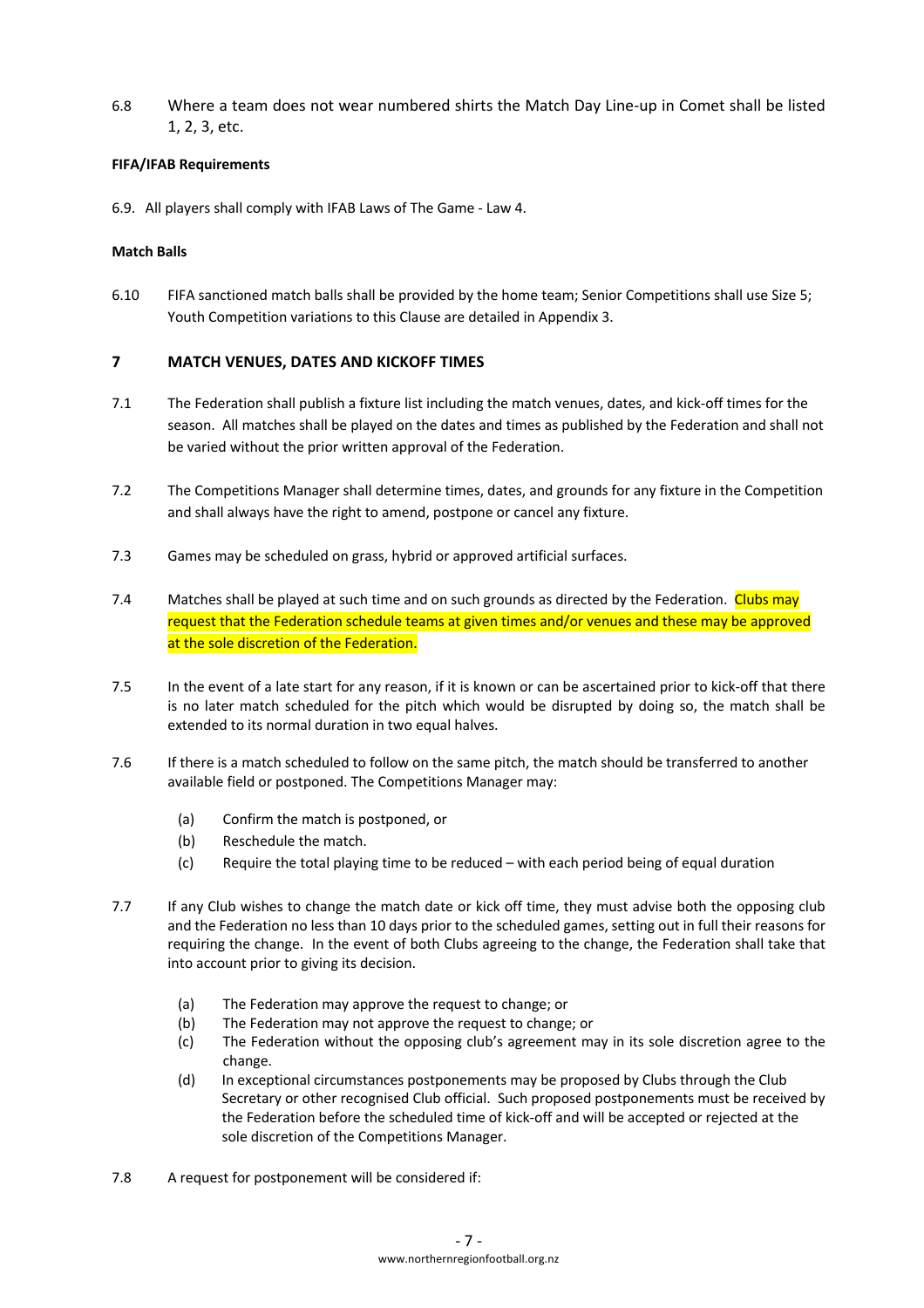6.8 Where a team does not wear numbered shirts the Match Day Line-up in Comet shall be listed 1, 2, 3, etc.

**FIFA/IFAB Requirements**

6.9. All players shall comply with IFAB Laws of The Game - Law 4.

**Match Balls**

6.10 FIFA sanctioned match balls shall be provided by the home team; Senior Competitions shall use Size 5; Youth Competition variations to this Clause are detailed in Appendix 3.

## 7 MATCH VENUES, DATES AND KICKOFF TIMES

7.1 The Federation shall publish a fixture list including the match venues, dates, and kick-off times for the season. All matches shall be played on the dates and times as published by the Federation and shall not be varied without the prior written approval of the Federation.

7.2 The Competitions Manager shall determine times, dates, and grounds for any fixture in the Competition and shall always have the right to amend, postpone or cancel any fixture.

7.3 Games may be scheduled on grass, hybrid or approved artificial surfaces.

7.4 Matches shall be played at such time and on such grounds as directed by the Federation. Clubs may request that the Federation schedule teams at given times and/or venues and these may be approved at the sole discretion of the Federation.

7.5 In the event of a late start for any reason, if it is known or can be ascertained prior to kick-off that there is no later match scheduled for the pitch which would be disrupted by doing so, the match shall be extended to its normal duration in two equal halves.

7.6 If there is a match scheduled to follow on the same pitch, the match should be transferred to another available field or postponed. The Competitions Manager may:

- (a) Confirm the match is postponed, or
- (b) Reschedule the match.
- (c) Require the total playing time to be reduced – with each period being of equal duration

7.7 If any Club wishes to change the match date or kick off time, they must advise both the opposing club and the Federation no less than 10 days prior to the scheduled games, setting out in full their reasons for requiring the change. In the event of both Clubs agreeing to the change, the Federation shall take that into account prior to giving its decision.

- (a) The Federation may approve the request to change; or
- (b) The Federation may not approve the request to change; or
- (c) The Federation without the opposing club's agreement may in its sole discretion agree to the change.
- (d) In exceptional circumstances postponements may be proposed by Clubs through the Club Secretary or other recognised Club official. Such proposed postponements must be received by the Federation before the scheduled time of kick-off and will be accepted or rejected at the sole discretion of the Competitions Manager.

7.8 A request for postponement will be considered if: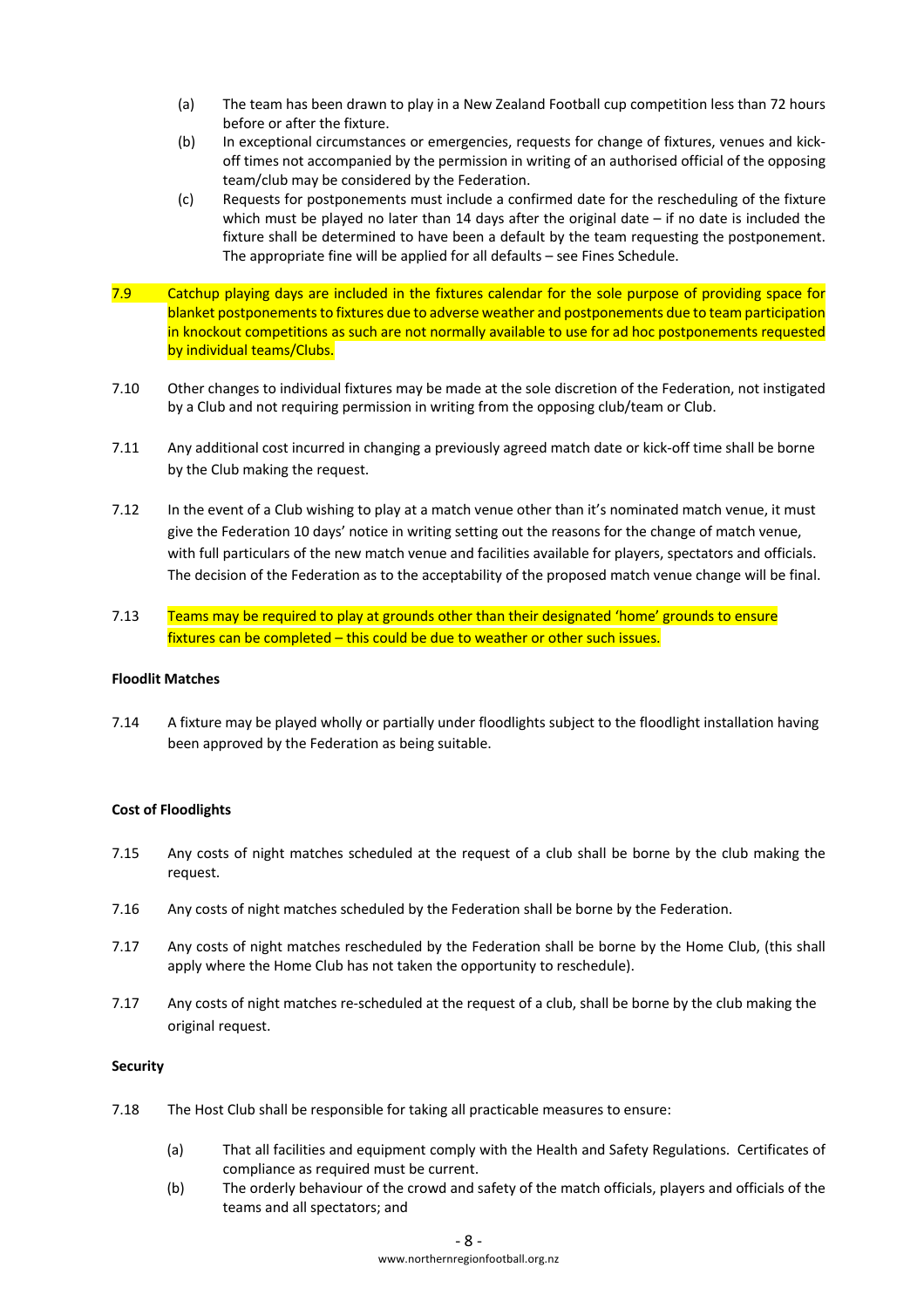(a) The team has been drawn to play in a New Zealand Football cup competition less than 72 hours before or after the fixture.

(b) In exceptional circumstances or emergencies, requests for change of fixtures, venues and kick-off times not accompanied by the permission in writing of an authorised official of the opposing team/club may be considered by the Federation.

(c) Requests for postponements must include a confirmed date for the rescheduling of the fixture which must be played no later than 14 days after the original date – if no date is included the fixture shall be determined to have been a default by the team requesting the postponement. The appropriate fine will be applied for all defaults – see Fines Schedule.

7.9 Catchup playing days are included in the fixtures calendar for the sole purpose of providing space for blanket postponements to fixtures due to adverse weather and postponements due to team participation in knockout competitions as such are not normally available to use for ad hoc postponements requested by individual teams/Clubs.

7.10 Other changes to individual fixtures may be made at the sole discretion of the Federation, not instigated by a Club and not requiring permission in writing from the opposing club/team or Club.

7.11 Any additional cost incurred in changing a previously agreed match date or kick-off time shall be borne by the Club making the request.

7.12 In the event of a Club wishing to play at a match venue other than it's nominated match venue, it must give the Federation 10 days' notice in writing setting out the reasons for the change of match venue, with full particulars of the new match venue and facilities available for players, spectators and officials. The decision of the Federation as to the acceptability of the proposed match venue change will be final.

7.13 Teams may be required to play at grounds other than their designated 'home' grounds to ensure fixtures can be completed – this could be due to weather or other such issues.

**Floodlit Matches**

7.14 A fixture may be played wholly or partially under floodlights subject to the floodlight installation having been approved by the Federation as being suitable.

**Cost of Floodlights**

7.15 Any costs of night matches scheduled at the request of a club shall be borne by the club making the request.

7.16 Any costs of night matches scheduled by the Federation shall be borne by the Federation.

7.17 Any costs of night matches rescheduled by the Federation shall be borne by the Home Club, (this shall apply where the Home Club has not taken the opportunity to reschedule).

7.17 Any costs of night matches re-scheduled at the request of a club, shall be borne by the club making the original request.

**Security**

7.18 The Host Club shall be responsible for taking all practicable measures to ensure:

(a) That all facilities and equipment comply with the Health and Safety Regulations. Certificates of compliance as required must be current.

(b) The orderly behaviour of the crowd and safety of the match officials, players and officials of the teams and all spectators; and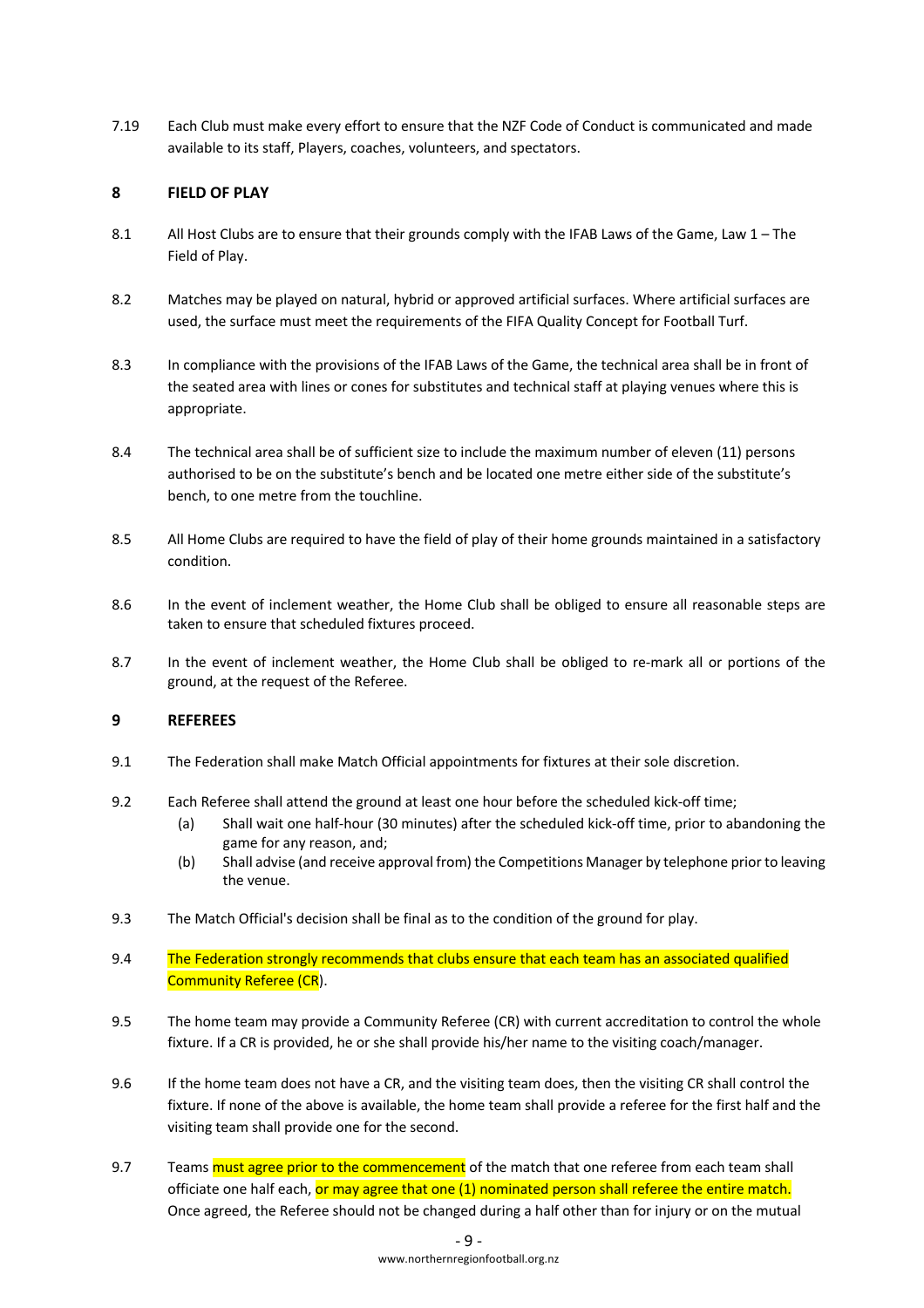7.19 Each Club must make every effort to ensure that the NZF Code of Conduct is communicated and made available to its staff, Players, coaches, volunteers, and spectators.

## 8 FIELD OF PLAY

8.1 All Host Clubs are to ensure that their grounds comply with the IFAB Laws of the Game, Law 1 – The Field of Play.

8.2 Matches may be played on natural, hybrid or approved artificial surfaces. Where artificial surfaces are used, the surface must meet the requirements of the FIFA Quality Concept for Football Turf.

8.3 In compliance with the provisions of the IFAB Laws of the Game, the technical area shall be in front of the seated area with lines or cones for substitutes and technical staff at playing venues where this is appropriate.

8.4 The technical area shall be of sufficient size to include the maximum number of eleven (11) persons authorised to be on the substitute's bench and be located one metre either side of the substitute's bench, to one metre from the touchline.

8.5 All Home Clubs are required to have the field of play of their home grounds maintained in a satisfactory condition.

8.6 In the event of inclement weather, the Home Club shall be obliged to ensure all reasonable steps are taken to ensure that scheduled fixtures proceed.

8.7 In the event of inclement weather, the Home Club shall be obliged to re-mark all or portions of the ground, at the request of the Referee.

## 9 REFEREES

9.1 The Federation shall make Match Official appointments for fixtures at their sole discretion.

9.2 Each Referee shall attend the ground at least one hour before the scheduled kick-off time;

- (a) Shall wait one half-hour (30 minutes) after the scheduled kick-off time, prior to abandoning the game for any reason, and;
- (b) Shall advise (and receive approval from) the Competitions Manager by telephone prior to leaving the venue.

9.3 The Match Official's decision shall be final as to the condition of the ground for play.

9.4 The Federation strongly recommends that clubs ensure that each team has an associated qualified Community Referee (CR).

9.5 The home team may provide a Community Referee (CR) with current accreditation to control the whole fixture. If a CR is provided, he or she shall provide his/her name to the visiting coach/manager.

9.6 If the home team does not have a CR, and the visiting team does, then the visiting CR shall control the fixture. If none of the above is available, the home team shall provide a referee for the first half and the visiting team shall provide one for the second.

9.7 Teams must agree prior to the commencement of the match that one referee from each team shall officiate one half each, or may agree that one (1) nominated person shall referee the entire match. Once agreed, the Referee should not be changed during a half other than for injury or on the mutual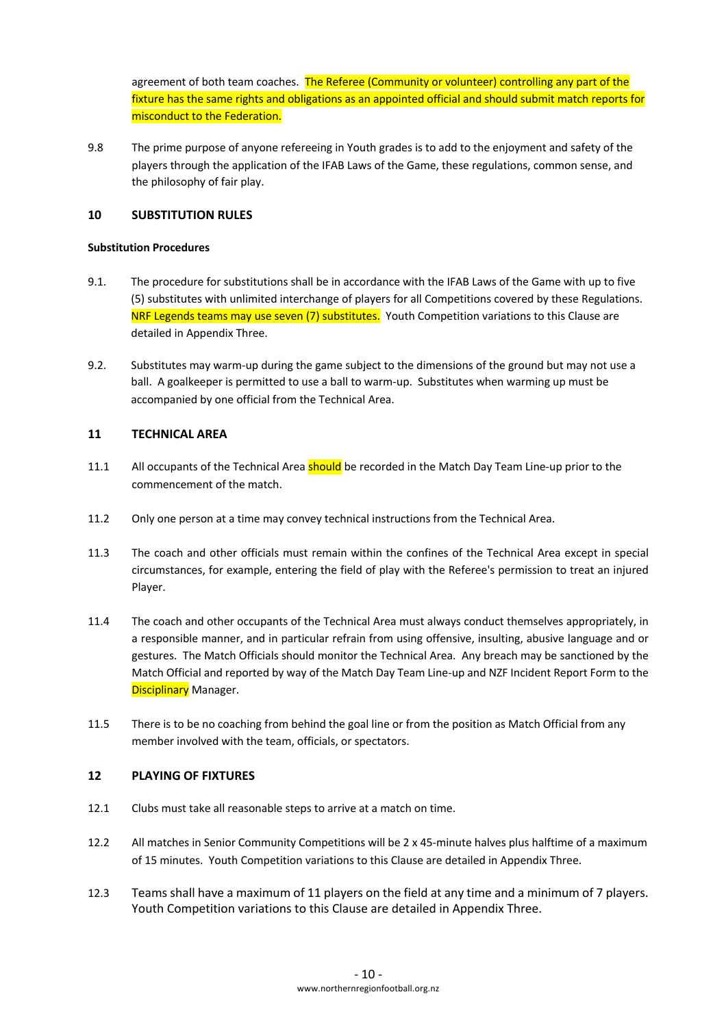agreement of both team coaches. The Referee (Community or volunteer) controlling any part of the fixture has the same rights and obligations as an appointed official and should submit match reports for misconduct to the Federation.

9.8 The prime purpose of anyone refereeing in Youth grades is to add to the enjoyment and safety of the players through the application of the IFAB Laws of the Game, these regulations, common sense, and the philosophy of fair play.

## 10 SUBSTITUTION RULES

**Substitution Procedures**

9.1. The procedure for substitutions shall be in accordance with the IFAB Laws of the Game with up to five (5) substitutes with unlimited interchange of players for all Competitions covered by these Regulations. NRF Legends teams may use seven (7) substitutes. Youth Competition variations to this Clause are detailed in Appendix Three.

9.2. Substitutes may warm-up during the game subject to the dimensions of the ground but may not use a ball. A goalkeeper is permitted to use a ball to warm-up. Substitutes when warming up must be accompanied by one official from the Technical Area.

## 11 TECHNICAL AREA

11.1 All occupants of the Technical Area should be recorded in the Match Day Team Line-up prior to the commencement of the match.

11.2 Only one person at a time may convey technical instructions from the Technical Area.

11.3 The coach and other officials must remain within the confines of the Technical Area except in special circumstances, for example, entering the field of play with the Referee's permission to treat an injured Player.

11.4 The coach and other occupants of the Technical Area must always conduct themselves appropriately, in a responsible manner, and in particular refrain from using offensive, insulting, abusive language and or gestures. The Match Officials should monitor the Technical Area. Any breach may be sanctioned by the Match Official and reported by way of the Match Day Team Line-up and NZF Incident Report Form to the Disciplinary Manager.

11.5 There is to be no coaching from behind the goal line or from the position as Match Official from any member involved with the team, officials, or spectators.

## 12 PLAYING OF FIXTURES

12.1 Clubs must take all reasonable steps to arrive at a match on time.

12.2 All matches in Senior Community Competitions will be 2 x 45-minute halves plus halftime of a maximum of 15 minutes. Youth Competition variations to this Clause are detailed in Appendix Three.

12.3 Teams shall have a maximum of 11 players on the field at any time and a minimum of 7 players. Youth Competition variations to this Clause are detailed in Appendix Three.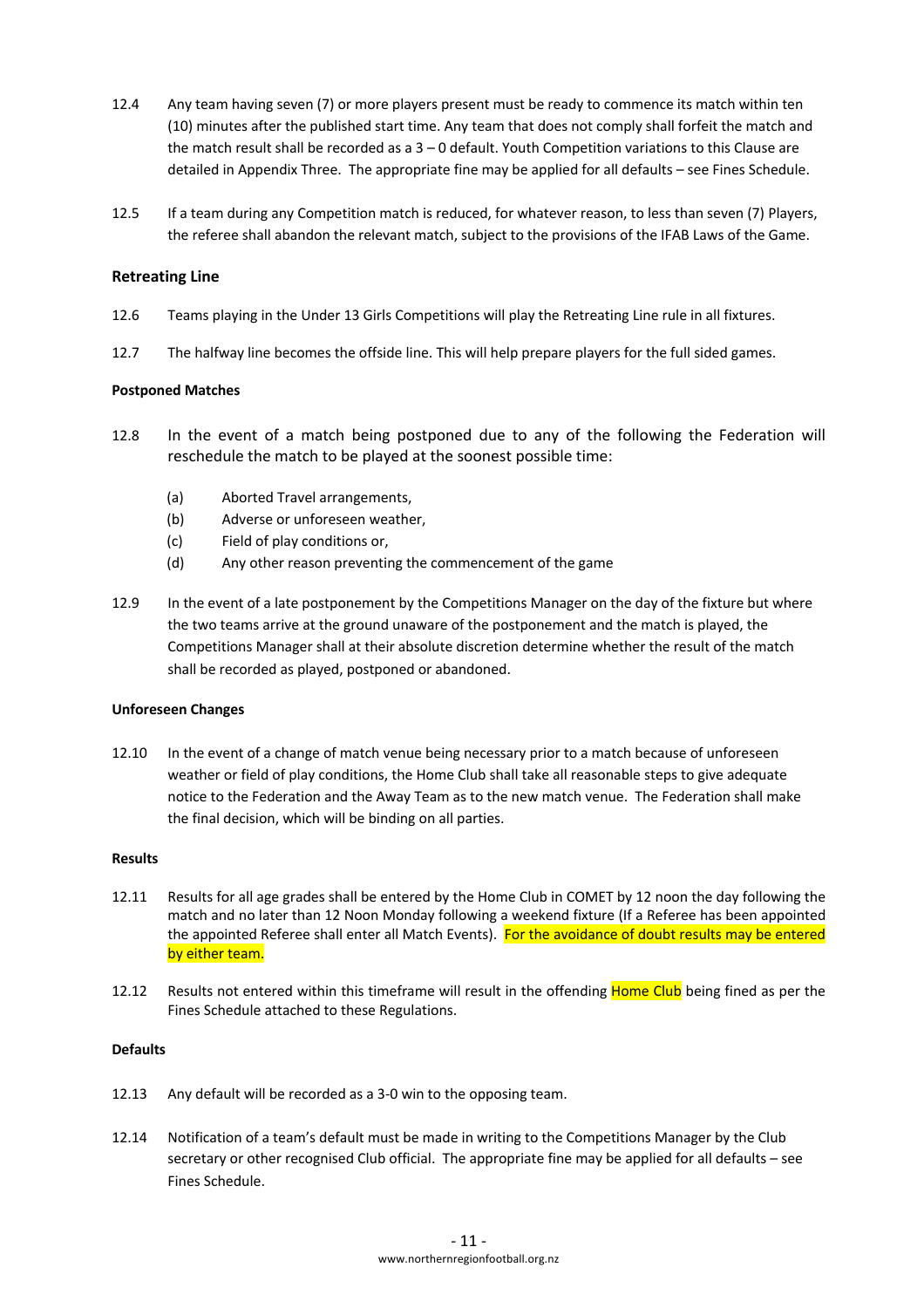12.4 Any team having seven (7) or more players present must be ready to commence its match within ten (10) minutes after the published start time. Any team that does not comply shall forfeit the match and the match result shall be recorded as a 3 – 0 default. Youth Competition variations to this Clause are detailed in Appendix Three. The appropriate fine may be applied for all defaults – see Fines Schedule.

12.5 If a team during any Competition match is reduced, for whatever reason, to less than seven (7) Players, the referee shall abandon the relevant match, subject to the provisions of the IFAB Laws of the Game.

### Retreating Line

12.6 Teams playing in the Under 13 Girls Competitions will play the Retreating Line rule in all fixtures.

12.7 The halfway line becomes the offside line. This will help prepare players for the full sided games.

#### Postponed Matches

12.8 In the event of a match being postponed due to any of the following the Federation will reschedule the match to be played at the soonest possible time:

- (a) Aborted Travel arrangements,
- (b) Adverse or unforeseen weather,
- (c) Field of play conditions or,
- (d) Any other reason preventing the commencement of the game

12.9 In the event of a late postponement by the Competitions Manager on the day of the fixture but where the two teams arrive at the ground unaware of the postponement and the match is played, the Competitions Manager shall at their absolute discretion determine whether the result of the match shall be recorded as played, postponed or abandoned.

#### Unforeseen Changes

12.10 In the event of a change of match venue being necessary prior to a match because of unforeseen weather or field of play conditions, the Home Club shall take all reasonable steps to give adequate notice to the Federation and the Away Team as to the new match venue. The Federation shall make the final decision, which will be binding on all parties.

#### Results

12.11 Results for all age grades shall be entered by the Home Club in COMET by 12 noon the day following the match and no later than 12 Noon Monday following a weekend fixture (If a Referee has been appointed the appointed Referee shall enter all Match Events). For the avoidance of doubt results may be entered by either team.

12.12 Results not entered within this timeframe will result in the offending Home Club being fined as per the Fines Schedule attached to these Regulations.

#### Defaults

12.13 Any default will be recorded as a 3-0 win to the opposing team.

12.14 Notification of a team's default must be made in writing to the Competitions Manager by the Club secretary or other recognised Club official. The appropriate fine may be applied for all defaults – see Fines Schedule.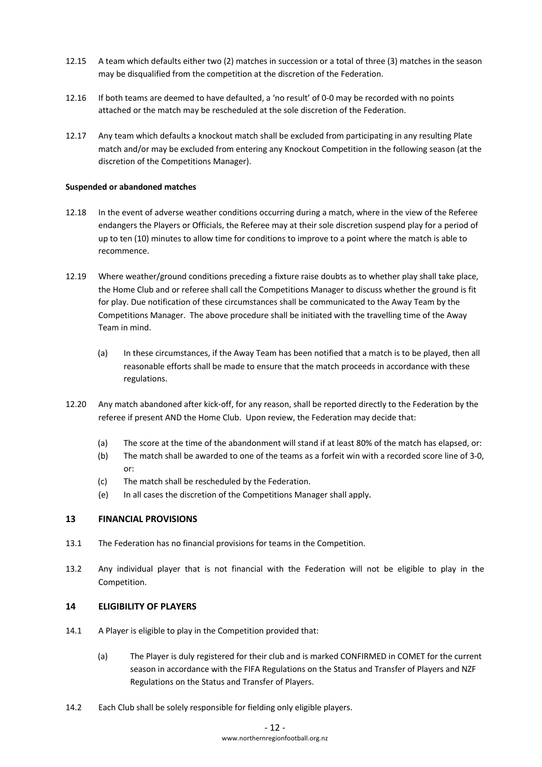12.15 A team which defaults either two (2) matches in succession or a total of three (3) matches in the season may be disqualified from the competition at the discretion of the Federation.

12.16 If both teams are deemed to have defaulted, a 'no result' of 0-0 may be recorded with no points attached or the match may be rescheduled at the sole discretion of the Federation.

12.17 Any team which defaults a knockout match shall be excluded from participating in any resulting Plate match and/or may be excluded from entering any Knockout Competition in the following season (at the discretion of the Competitions Manager).

**Suspended or abandoned matches**

12.18 In the event of adverse weather conditions occurring during a match, where in the view of the Referee endangers the Players or Officials, the Referee may at their sole discretion suspend play for a period of up to ten (10) minutes to allow time for conditions to improve to a point where the match is able to recommence.

12.19 Where weather/ground conditions preceding a fixture raise doubts as to whether play shall take place, the Home Club and or referee shall call the Competitions Manager to discuss whether the ground is fit for play. Due notification of these circumstances shall be communicated to the Away Team by the Competitions Manager. The above procedure shall be initiated with the travelling time of the Away Team in mind.

(a) In these circumstances, if the Away Team has been notified that a match is to be played, then all reasonable efforts shall be made to ensure that the match proceeds in accordance with these regulations.

12.20 Any match abandoned after kick-off, for any reason, shall be reported directly to the Federation by the referee if present AND the Home Club. Upon review, the Federation may decide that:

(a) The score at the time of the abandonment will stand if at least 80% of the match has elapsed, or:
(b) The match shall be awarded to one of the teams as a forfeit win with a recorded score line of 3-0, or:
(c) The match shall be rescheduled by the Federation.
(e) In all cases the discretion of the Competitions Manager shall apply.

## 13 FINANCIAL PROVISIONS

13.1 The Federation has no financial provisions for teams in the Competition.

13.2 Any individual player that is not financial with the Federation will not be eligible to play in the Competition.

## 14 ELIGIBILITY OF PLAYERS

14.1 A Player is eligible to play in the Competition provided that:

(a) The Player is duly registered for their club and is marked CONFIRMED in COMET for the current season in accordance with the FIFA Regulations on the Status and Transfer of Players and NZF Regulations on the Status and Transfer of Players.

14.2 Each Club shall be solely responsible for fielding only eligible players.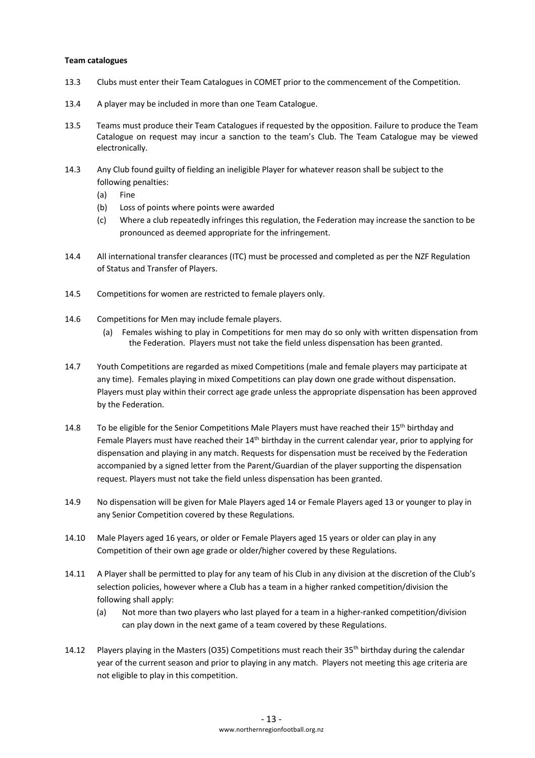**Team catalogues**

13.3 Clubs must enter their Team Catalogues in COMET prior to the commencement of the Competition.

13.4 A player may be included in more than one Team Catalogue.

13.5 Teams must produce their Team Catalogues if requested by the opposition. Failure to produce the Team Catalogue on request may incur a sanction to the team's Club. The Team Catalogue may be viewed electronically.

14.3 Any Club found guilty of fielding an ineligible Player for whatever reason shall be subject to the following penalties:

(a) Fine

(b) Loss of points where points were awarded

(c) Where a club repeatedly infringes this regulation, the Federation may increase the sanction to be pronounced as deemed appropriate for the infringement.

14.4 All international transfer clearances (ITC) must be processed and completed as per the NZF Regulation of Status and Transfer of Players.

14.5 Competitions for women are restricted to female players only.

14.6 Competitions for Men may include female players.

(a) Females wishing to play in Competitions for men may do so only with written dispensation from the Federation. Players must not take the field unless dispensation has been granted.

14.7 Youth Competitions are regarded as mixed Competitions (male and female players may participate at any time). Females playing in mixed Competitions can play down one grade without dispensation. Players must play within their correct age grade unless the appropriate dispensation has been approved by the Federation.

14.8 To be eligible for the Senior Competitions Male Players must have reached their 15th birthday and Female Players must have reached their 14th birthday in the current calendar year, prior to applying for dispensation and playing in any match. Requests for dispensation must be received by the Federation accompanied by a signed letter from the Parent/Guardian of the player supporting the dispensation request. Players must not take the field unless dispensation has been granted.

14.9 No dispensation will be given for Male Players aged 14 or Female Players aged 13 or younger to play in any Senior Competition covered by these Regulations.

14.10 Male Players aged 16 years, or older or Female Players aged 15 years or older can play in any Competition of their own age grade or older/higher covered by these Regulations.

14.11 A Player shall be permitted to play for any team of his Club in any division at the discretion of the Club's selection policies, however where a Club has a team in a higher ranked competition/division the following shall apply:

(a) Not more than two players who last played for a team in a higher-ranked competition/division can play down in the next game of a team covered by these Regulations.

14.12 Players playing in the Masters (O35) Competitions must reach their 35th birthday during the calendar year of the current season and prior to playing in any match. Players not meeting this age criteria are not eligible to play in this competition.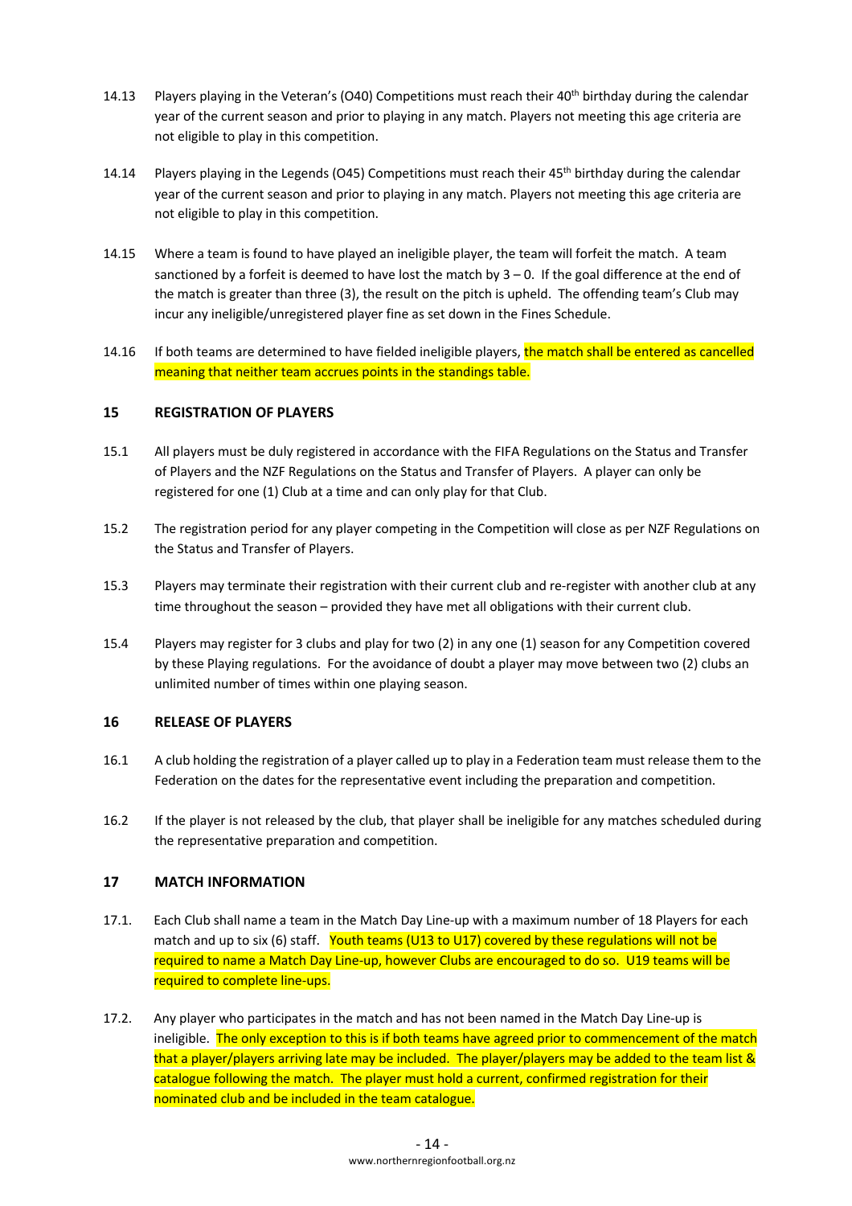14.13 Players playing in the Veteran's (O40) Competitions must reach their 40th birthday during the calendar year of the current season and prior to playing in any match. Players not meeting this age criteria are not eligible to play in this competition.

14.14 Players playing in the Legends (O45) Competitions must reach their 45th birthday during the calendar year of the current season and prior to playing in any match. Players not meeting this age criteria are not eligible to play in this competition.

14.15 Where a team is found to have played an ineligible player, the team will forfeit the match. A team sanctioned by a forfeit is deemed to have lost the match by 3 – 0. If the goal difference at the end of the match is greater than three (3), the result on the pitch is upheld. The offending team's Club may incur any ineligible/unregistered player fine as set down in the Fines Schedule.

14.16 If both teams are determined to have fielded ineligible players, the match shall be entered as cancelled meaning that neither team accrues points in the standings table.

## 15 REGISTRATION OF PLAYERS

15.1 All players must be duly registered in accordance with the FIFA Regulations on the Status and Transfer of Players and the NZF Regulations on the Status and Transfer of Players. A player can only be registered for one (1) Club at a time and can only play for that Club.

15.2 The registration period for any player competing in the Competition will close as per NZF Regulations on the Status and Transfer of Players.

15.3 Players may terminate their registration with their current club and re-register with another club at any time throughout the season – provided they have met all obligations with their current club.

15.4 Players may register for 3 clubs and play for two (2) in any one (1) season for any Competition covered by these Playing regulations. For the avoidance of doubt a player may move between two (2) clubs an unlimited number of times within one playing season.

## 16 RELEASE OF PLAYERS

16.1 A club holding the registration of a player called up to play in a Federation team must release them to the Federation on the dates for the representative event including the preparation and competition.

16.2 If the player is not released by the club, that player shall be ineligible for any matches scheduled during the representative preparation and competition.

## 17 MATCH INFORMATION

17.1. Each Club shall name a team in the Match Day Line-up with a maximum number of 18 Players for each match and up to six (6) staff. Youth teams (U13 to U17) covered by these regulations will not be required to name a Match Day Line-up, however Clubs are encouraged to do so. U19 teams will be required to complete line-ups.

17.2. Any player who participates in the match and has not been named in the Match Day Line-up is ineligible. The only exception to this is if both teams have agreed prior to commencement of the match that a player/players arriving late may be included. The player/players may be added to the team list & catalogue following the match. The player must hold a current, confirmed registration for their nominated club and be included in the team catalogue.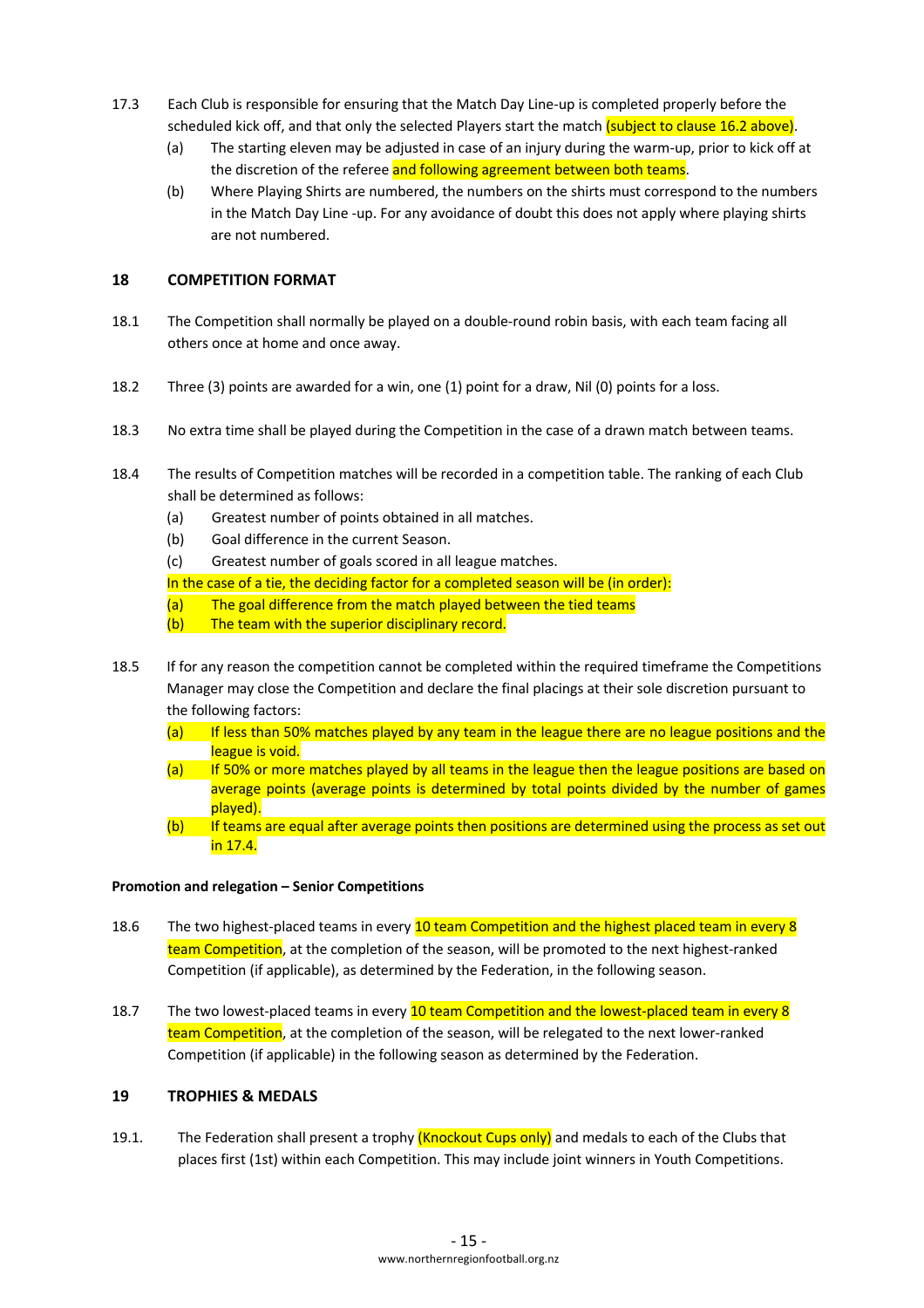17.3 Each Club is responsible for ensuring that the Match Day Line-up is completed properly before the scheduled kick off, and that only the selected Players start the match (subject to clause 16.2 above).

(a) The starting eleven may be adjusted in case of an injury during the warm-up, prior to kick off at the discretion of the referee and following agreement between both teams.

(b) Where Playing Shirts are numbered, the numbers on the shirts must correspond to the numbers in the Match Day Line -up. For any avoidance of doubt this does not apply where playing shirts are not numbered.

## 18 COMPETITION FORMAT

18.1 The Competition shall normally be played on a double-round robin basis, with each team facing all others once at home and once away.

18.2 Three (3) points are awarded for a win, one (1) point for a draw, Nil (0) points for a loss.

18.3 No extra time shall be played during the Competition in the case of a drawn match between teams.

18.4 The results of Competition matches will be recorded in a competition table. The ranking of each Club shall be determined as follows:

(a) Greatest number of points obtained in all matches.

(b) Goal difference in the current Season.

(c) Greatest number of goals scored in all league matches.

In the case of a tie, the deciding factor for a completed season will be (in order):

(a) The goal difference from the match played between the tied teams

(b) The team with the superior disciplinary record.

18.5 If for any reason the competition cannot be completed within the required timeframe the Competitions Manager may close the Competition and declare the final placings at their sole discretion pursuant to the following factors:

(a) If less than 50% matches played by any team in the league there are no league positions and the league is void.

(a) If 50% or more matches played by all teams in the league then the league positions are based on average points (average points is determined by total points divided by the number of games played).

(b) If teams are equal after average points then positions are determined using the process as set out in 17.4.

**Promotion and relegation – Senior Competitions**

18.6 The two highest-placed teams in every 10 team Competition and the highest placed team in every 8 team Competition, at the completion of the season, will be promoted to the next highest-ranked Competition (if applicable), as determined by the Federation, in the following season.

18.7 The two lowest-placed teams in every 10 team Competition and the lowest-placed team in every 8 team Competition, at the completion of the season, will be relegated to the next lower-ranked Competition (if applicable) in the following season as determined by the Federation.

## 19 TROPHIES & MEDALS

19.1. The Federation shall present a trophy (Knockout Cups only) and medals to each of the Clubs that places first (1st) within each Competition. This may include joint winners in Youth Competitions.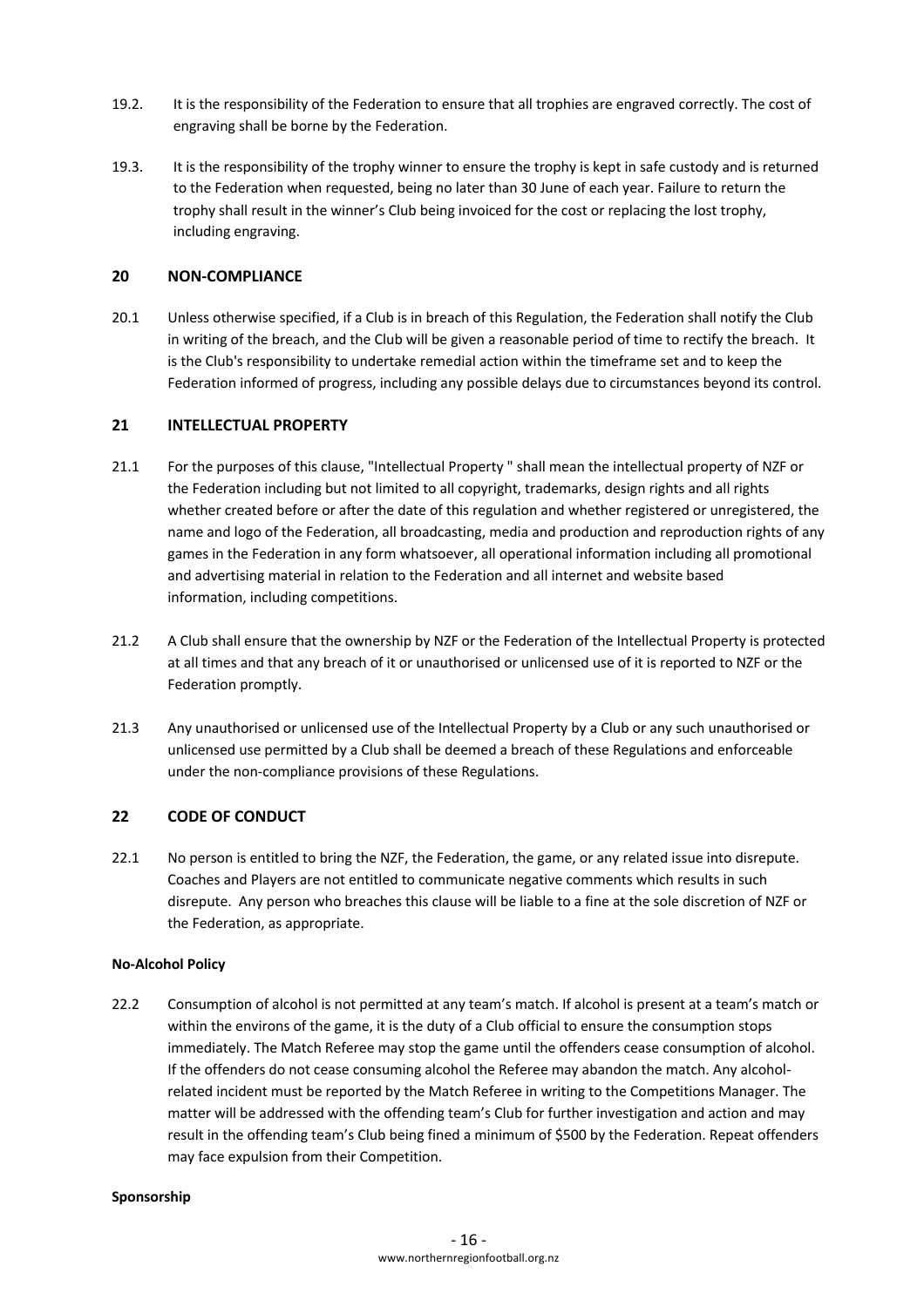19.2. It is the responsibility of the Federation to ensure that all trophies are engraved correctly. The cost of engraving shall be borne by the Federation.

19.3. It is the responsibility of the trophy winner to ensure the trophy is kept in safe custody and is returned to the Federation when requested, being no later than 30 June of each year. Failure to return the trophy shall result in the winner's Club being invoiced for the cost or replacing the lost trophy, including engraving.

## 20 NON-COMPLIANCE

20.1 Unless otherwise specified, if a Club is in breach of this Regulation, the Federation shall notify the Club in writing of the breach, and the Club will be given a reasonable period of time to rectify the breach. It is the Club's responsibility to undertake remedial action within the timeframe set and to keep the Federation informed of progress, including any possible delays due to circumstances beyond its control.

## 21 INTELLECTUAL PROPERTY

21.1 For the purposes of this clause, "Intellectual Property " shall mean the intellectual property of NZF or the Federation including but not limited to all copyright, trademarks, design rights and all rights whether created before or after the date of this regulation and whether registered or unregistered, the name and logo of the Federation, all broadcasting, media and production and reproduction rights of any games in the Federation in any form whatsoever, all operational information including all promotional and advertising material in relation to the Federation and all internet and website based information, including competitions.

21.2 A Club shall ensure that the ownership by NZF or the Federation of the Intellectual Property is protected at all times and that any breach of it or unauthorised or unlicensed use of it is reported to NZF or the Federation promptly.

21.3 Any unauthorised or unlicensed use of the Intellectual Property by a Club or any such unauthorised or unlicensed use permitted by a Club shall be deemed a breach of these Regulations and enforceable under the non-compliance provisions of these Regulations.

## 22 CODE OF CONDUCT

22.1 No person is entitled to bring the NZF, the Federation, the game, or any related issue into disrepute. Coaches and Players are not entitled to communicate negative comments which results in such disrepute. Any person who breaches this clause will be liable to a fine at the sole discretion of NZF or the Federation, as appropriate.

**No-Alcohol Policy**

22.2 Consumption of alcohol is not permitted at any team's match. If alcohol is present at a team's match or within the environs of the game, it is the duty of a Club official to ensure the consumption stops immediately. The Match Referee may stop the game until the offenders cease consumption of alcohol. If the offenders do not cease consuming alcohol the Referee may abandon the match. Any alcohol-related incident must be reported by the Match Referee in writing to the Competitions Manager. The matter will be addressed with the offending team's Club for further investigation and action and may result in the offending team's Club being fined a minimum of $500 by the Federation. Repeat offenders may face expulsion from their Competition.

**Sponsorship**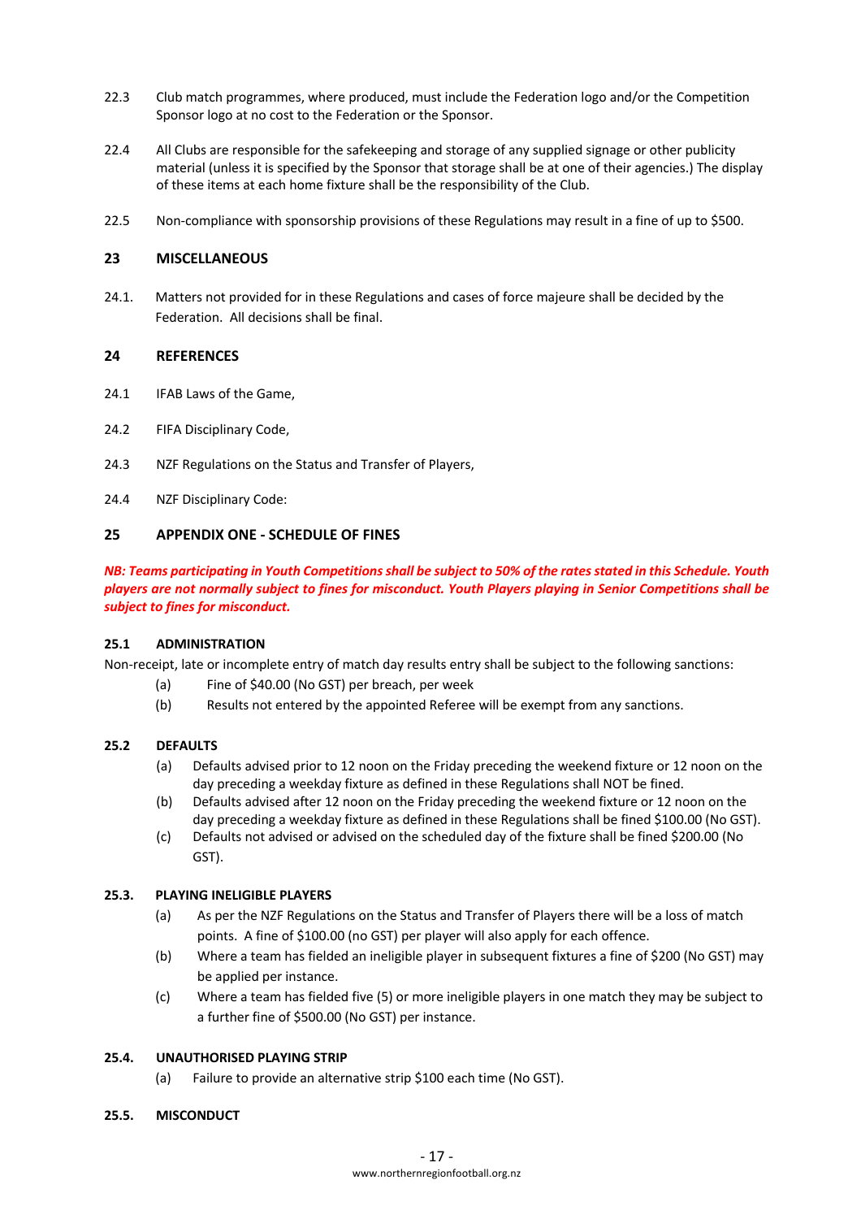22.3 Club match programmes, where produced, must include the Federation logo and/or the Competition Sponsor logo at no cost to the Federation or the Sponsor.

22.4 All Clubs are responsible for the safekeeping and storage of any supplied signage or other publicity material (unless it is specified by the Sponsor that storage shall be at one of their agencies.) The display of these items at each home fixture shall be the responsibility of the Club.

22.5 Non-compliance with sponsorship provisions of these Regulations may result in a fine of up to $500.

## 23 MISCELLANEOUS

24.1. Matters not provided for in these Regulations and cases of force majeure shall be decided by the Federation. All decisions shall be final.

## 24 REFERENCES

24.1 IFAB Laws of the Game,

24.2 FIFA Disciplinary Code,

24.3 NZF Regulations on the Status and Transfer of Players,

24.4 NZF Disciplinary Code:

## 25 APPENDIX ONE - SCHEDULE OF FINES

***NB: Teams participating in Youth Competitions shall be subject to 50% of the rates stated in this Schedule. Youth players are not normally subject to fines for misconduct. Youth Players playing in Senior Competitions shall be subject to fines for misconduct.***

### 25.1 ADMINISTRATION

Non-receipt, late or incomplete entry of match day results entry shall be subject to the following sanctions:

(a) Fine of $40.00 (No GST) per breach, per week

(b) Results not entered by the appointed Referee will be exempt from any sanctions.

### 25.2 DEFAULTS

(a) Defaults advised prior to 12 noon on the Friday preceding the weekend fixture or 12 noon on the day preceding a weekday fixture as defined in these Regulations shall NOT be fined.

(b) Defaults advised after 12 noon on the Friday preceding the weekend fixture or 12 noon on the day preceding a weekday fixture as defined in these Regulations shall be fined $100.00 (No GST).

(c) Defaults not advised or advised on the scheduled day of the fixture shall be fined $200.00 (No GST).

### 25.3. PLAYING INELIGIBLE PLAYERS

(a) As per the NZF Regulations on the Status and Transfer of Players there will be a loss of match points. A fine of $100.00 (no GST) per player will also apply for each offence.

(b) Where a team has fielded an ineligible player in subsequent fixtures a fine of $200 (No GST) may be applied per instance.

(c) Where a team has fielded five (5) or more ineligible players in one match they may be subject to a further fine of $500.00 (No GST) per instance.

### 25.4. UNAUTHORISED PLAYING STRIP

(a) Failure to provide an alternative strip $100 each time (No GST).

### 25.5. MISCONDUCT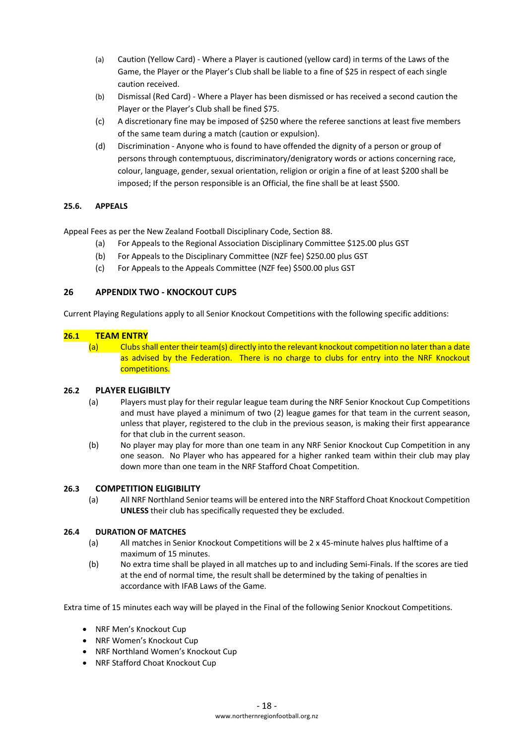(a) Caution (Yellow Card) - Where a Player is cautioned (yellow card) in terms of the Laws of the Game, the Player or the Player's Club shall be liable to a fine of $25 in respect of each single caution received.

(b) Dismissal (Red Card) - Where a Player has been dismissed or has received a second caution the Player or the Player's Club shall be fined $75.

(c) A discretionary fine may be imposed of $250 where the referee sanctions at least five members of the same team during a match (caution or expulsion).

(d) Discrimination - Anyone who is found to have offended the dignity of a person or group of persons through contemptuous, discriminatory/denigratory words or actions concerning race, colour, language, gender, sexual orientation, religion or origin a fine of at least $200 shall be imposed; If the person responsible is an Official, the fine shall be at least $500.

### 25.6. APPEALS

Appeal Fees as per the New Zealand Football Disciplinary Code, Section 88.

(a) For Appeals to the Regional Association Disciplinary Committee $125.00 plus GST

(b) For Appeals to the Disciplinary Committee (NZF fee) $250.00 plus GST

(c) For Appeals to the Appeals Committee (NZF fee) $500.00 plus GST

## 26 APPENDIX TWO - KNOCKOUT CUPS

Current Playing Regulations apply to all Senior Knockout Competitions with the following specific additions:

### 26.1 TEAM ENTRY

(a) Clubs shall enter their team(s) directly into the relevant knockout competition no later than a date as advised by the Federation. There is no charge to clubs for entry into the NRF Knockout competitions.

### 26.2 PLAYER ELIGIBILTY

(a) Players must play for their regular league team during the NRF Senior Knockout Cup Competitions and must have played a minimum of two (2) league games for that team in the current season, unless that player, registered to the club in the previous season, is making their first appearance for that club in the current season.

(b) No player may play for more than one team in any NRF Senior Knockout Cup Competition in any one season. No Player who has appeared for a higher ranked team within their club may play down more than one team in the NRF Stafford Choat Competition.

### 26.3 COMPETITION ELIGIBILITY

(a) All NRF Northland Senior teams will be entered into the NRF Stafford Choat Knockout Competition **UNLESS** their club has specifically requested they be excluded.

### 26.4 DURATION OF MATCHES

(a) All matches in Senior Knockout Competitions will be 2 x 45-minute halves plus halftime of a maximum of 15 minutes.

(b) No extra time shall be played in all matches up to and including Semi-Finals. If the scores are tied at the end of normal time, the result shall be determined by the taking of penalties in accordance with IFAB Laws of the Game.

Extra time of 15 minutes each way will be played in the Final of the following Senior Knockout Competitions.

- NRF Men's Knockout Cup
- NRF Women's Knockout Cup
- NRF Northland Women's Knockout Cup
- NRF Stafford Choat Knockout Cup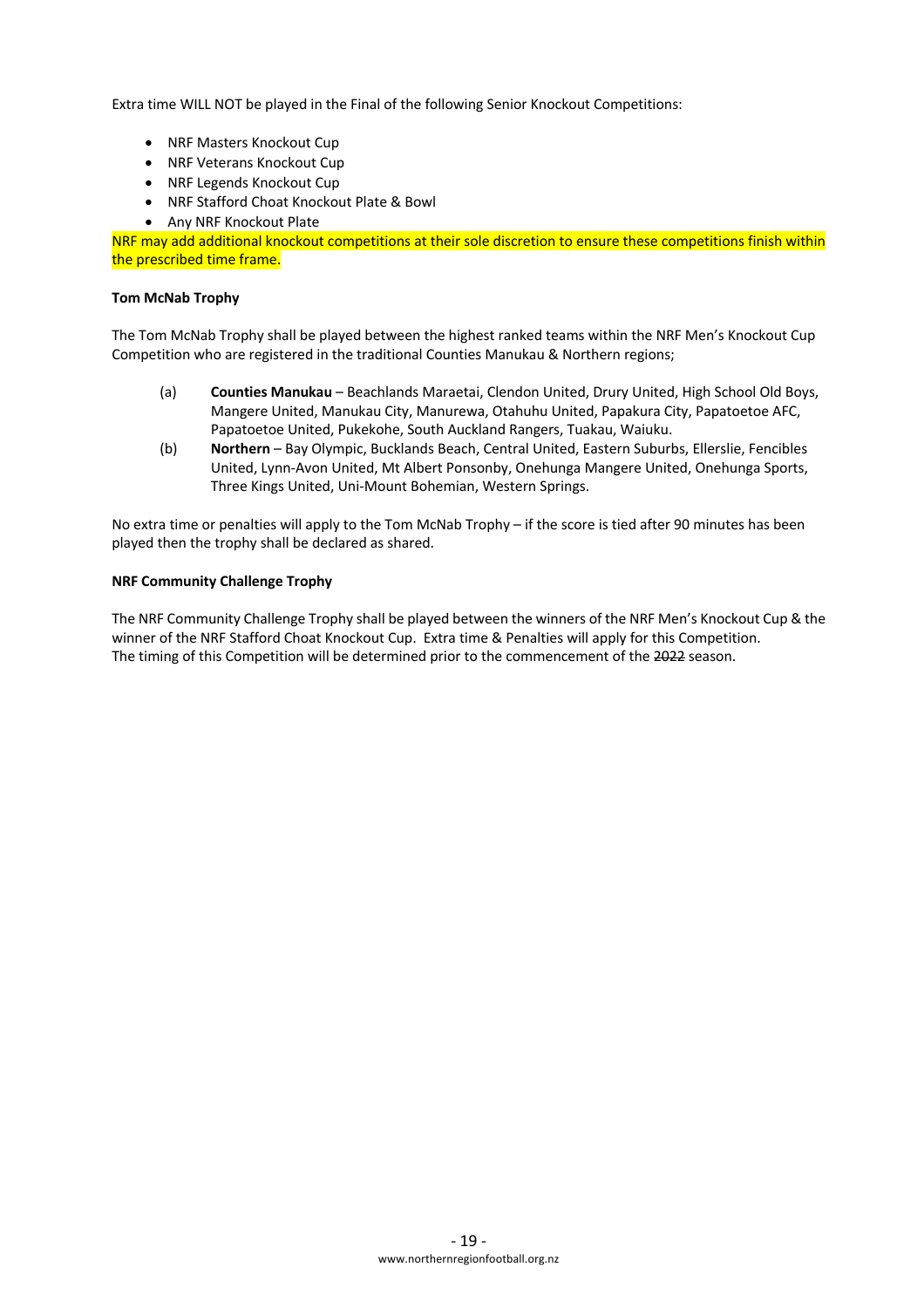Extra time WILL NOT be played in the Final of the following Senior Knockout Competitions:

- NRF Masters Knockout Cup
- NRF Veterans Knockout Cup
- NRF Legends Knockout Cup
- NRF Stafford Choat Knockout Plate & Bowl
- Any NRF Knockout Plate

NRF may add additional knockout competitions at their sole discretion to ensure these competitions finish within the prescribed time frame.

**Tom McNab Trophy**

The Tom McNab Trophy shall be played between the highest ranked teams within the NRF Men's Knockout Cup Competition who are registered in the traditional Counties Manukau & Northern regions;

(a) **Counties Manukau** – Beachlands Maraetai, Clendon United, Drury United, High School Old Boys, Mangere United, Manukau City, Manurewa, Otahuhu United, Papakura City, Papatoetoe AFC, Papatoetoe United, Pukekohe, South Auckland Rangers, Tuakau, Waiuku.

(b) **Northern** – Bay Olympic, Bucklands Beach, Central United, Eastern Suburbs, Ellerslie, Fencibles United, Lynn-Avon United, Mt Albert Ponsonby, Onehunga Mangere United, Onehunga Sports, Three Kings United, Uni-Mount Bohemian, Western Springs.

No extra time or penalties will apply to the Tom McNab Trophy – if the score is tied after 90 minutes has been played then the trophy shall be declared as shared.

**NRF Community Challenge Trophy**

The NRF Community Challenge Trophy shall be played between the winners of the NRF Men's Knockout Cup & the winner of the NRF Stafford Choat Knockout Cup. Extra time & Penalties will apply for this Competition.
The timing of this Competition will be determined prior to the commencement of the ~~2022~~ season.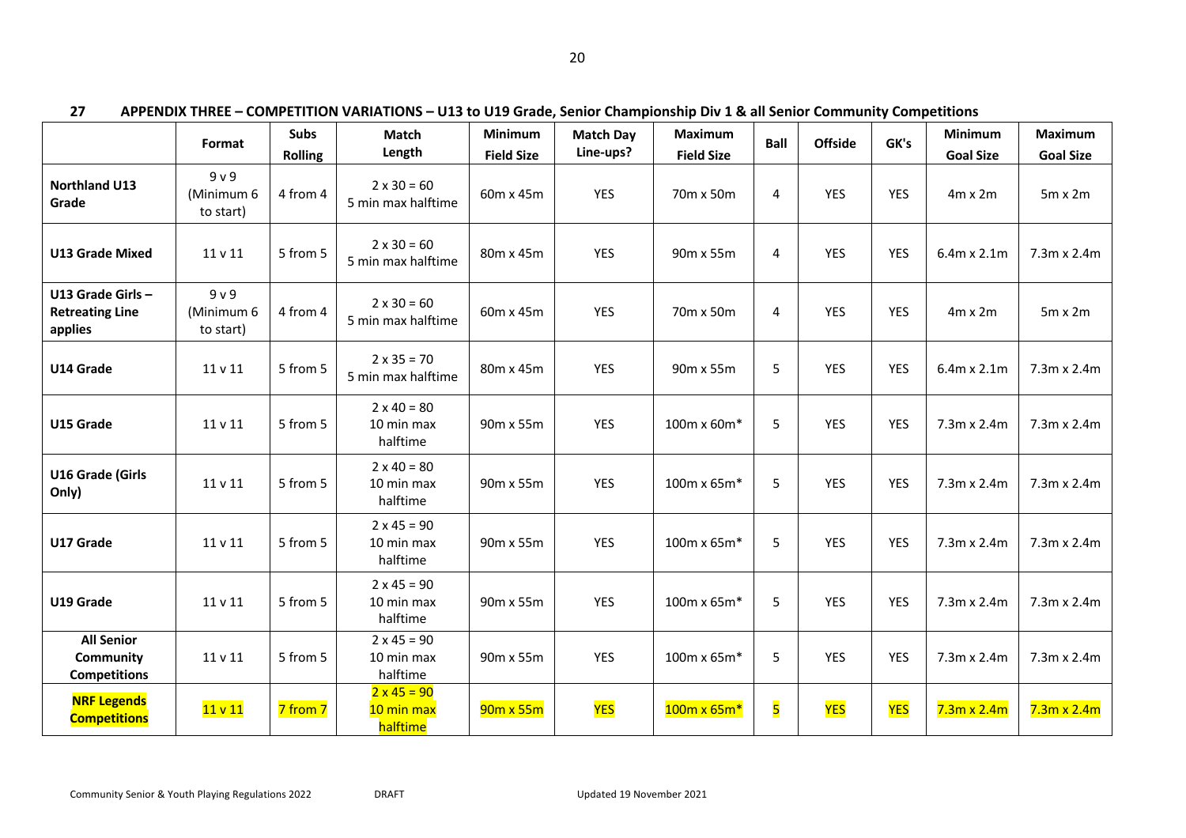## 27 APPENDIX THREE – COMPETITION VARIATIONS – U13 to U19 Grade, Senior Championship Div 1 & all Senior Community Competitions

| | Format | Subs Rolling | Match Length | Minimum Field Size | Match Day Line-ups? | Maximum Field Size | Ball | Offside | GK's | Minimum Goal Size | Maximum Goal Size |
|---|---|---|---|---|---|---|---|---|---|---|---|
| **Northland U13 Grade** | 9 v 9 (Minimum 6 to start) | 4 from 4 | 2 x 30 = 60 5 min max halftime | 60m x 45m | YES | 70m x 50m | 4 | YES | YES | 4m x 2m | 5m x 2m |
| **U13 Grade Mixed** | 11 v 11 | 5 from 5 | 2 x 30 = 60 5 min max halftime | 80m x 45m | YES | 90m x 55m | 4 | YES | YES | 6.4m x 2.1m | 7.3m x 2.4m |
| **U13 Grade Girls – Retreating Line applies** | 9 v 9 (Minimum 6 to start) | 4 from 4 | 2 x 30 = 60 5 min max halftime | 60m x 45m | YES | 70m x 50m | 4 | YES | YES | 4m x 2m | 5m x 2m |
| **U14 Grade** | 11 v 11 | 5 from 5 | 2 x 35 = 70 5 min max halftime | 80m x 45m | YES | 90m x 55m | 5 | YES | YES | 6.4m x 2.1m | 7.3m x 2.4m |
| **U15 Grade** | 11 v 11 | 5 from 5 | 2 x 40 = 80 10 min max halftime | 90m x 55m | YES | 100m x 60m* | 5 | YES | YES | 7.3m x 2.4m | 7.3m x 2.4m |
| **U16 Grade (Girls Only)** | 11 v 11 | 5 from 5 | 2 x 40 = 80 10 min max halftime | 90m x 55m | YES | 100m x 65m* | 5 | YES | YES | 7.3m x 2.4m | 7.3m x 2.4m |
| **U17 Grade** | 11 v 11 | 5 from 5 | 2 x 45 = 90 10 min max halftime | 90m x 55m | YES | 100m x 65m* | 5 | YES | YES | 7.3m x 2.4m | 7.3m x 2.4m |
| **U19 Grade** | 11 v 11 | 5 from 5 | 2 x 45 = 90 10 min max halftime | 90m x 55m | YES | 100m x 65m* | 5 | YES | YES | 7.3m x 2.4m | 7.3m x 2.4m |
| **All Senior Community Competitions** | 11 v 11 | 5 from 5 | 2 x 45 = 90 10 min max halftime | 90m x 55m | YES | 100m x 65m* | 5 | YES | YES | 7.3m x 2.4m | 7.3m x 2.4m |
| **NRF Legends Competitions** | 11 v 11 | 7 from 7 | 2 x 45 = 90 10 min max halftime | 90m x 55m | YES | 100m x 65m* | 5 | YES | YES | 7.3m x 2.4m | 7.3m x 2.4m |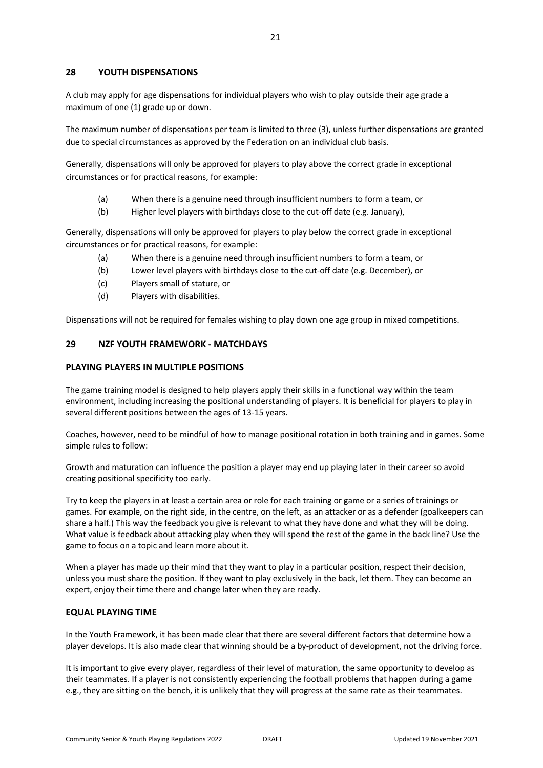## 28 YOUTH DISPENSATIONS

A club may apply for age dispensations for individual players who wish to play outside their age grade a maximum of one (1) grade up or down.

The maximum number of dispensations per team is limited to three (3), unless further dispensations are granted due to special circumstances as approved by the Federation on an individual club basis.

Generally, dispensations will only be approved for players to play above the correct grade in exceptional circumstances or for practical reasons, for example:

(a) When there is a genuine need through insufficient numbers to form a team, or
(b) Higher level players with birthdays close to the cut-off date (e.g. January),

Generally, dispensations will only be approved for players to play below the correct grade in exceptional circumstances or for practical reasons, for example:

(a) When there is a genuine need through insufficient numbers to form a team, or
(b) Lower level players with birthdays close to the cut-off date (e.g. December), or
(c) Players small of stature, or
(d) Players with disabilities.

Dispensations will not be required for females wishing to play down one age group in mixed competitions.

## 29 NZF YOUTH FRAMEWORK - MATCHDAYS

### PLAYING PLAYERS IN MULTIPLE POSITIONS

The game training model is designed to help players apply their skills in a functional way within the team environment, including increasing the positional understanding of players. It is beneficial for players to play in several different positions between the ages of 13-15 years.

Coaches, however, need to be mindful of how to manage positional rotation in both training and in games. Some simple rules to follow:

Growth and maturation can influence the position a player may end up playing later in their career so avoid creating positional specificity too early.

Try to keep the players in at least a certain area or role for each training or game or a series of trainings or games. For example, on the right side, in the centre, on the left, as an attacker or as a defender (goalkeepers can share a half.) This way the feedback you give is relevant to what they have done and what they will be doing. What value is feedback about attacking play when they will spend the rest of the game in the back line? Use the game to focus on a topic and learn more about it.

When a player has made up their mind that they want to play in a particular position, respect their decision, unless you must share the position. If they want to play exclusively in the back, let them. They can become an expert, enjoy their time there and change later when they are ready.

### EQUAL PLAYING TIME

In the Youth Framework, it has been made clear that there are several different factors that determine how a player develops. It is also made clear that winning should be a by-product of development, not the driving force.

It is important to give every player, regardless of their level of maturation, the same opportunity to develop as their teammates. If a player is not consistently experiencing the football problems that happen during a game e.g., they are sitting on the bench, it is unlikely that they will progress at the same rate as their teammates.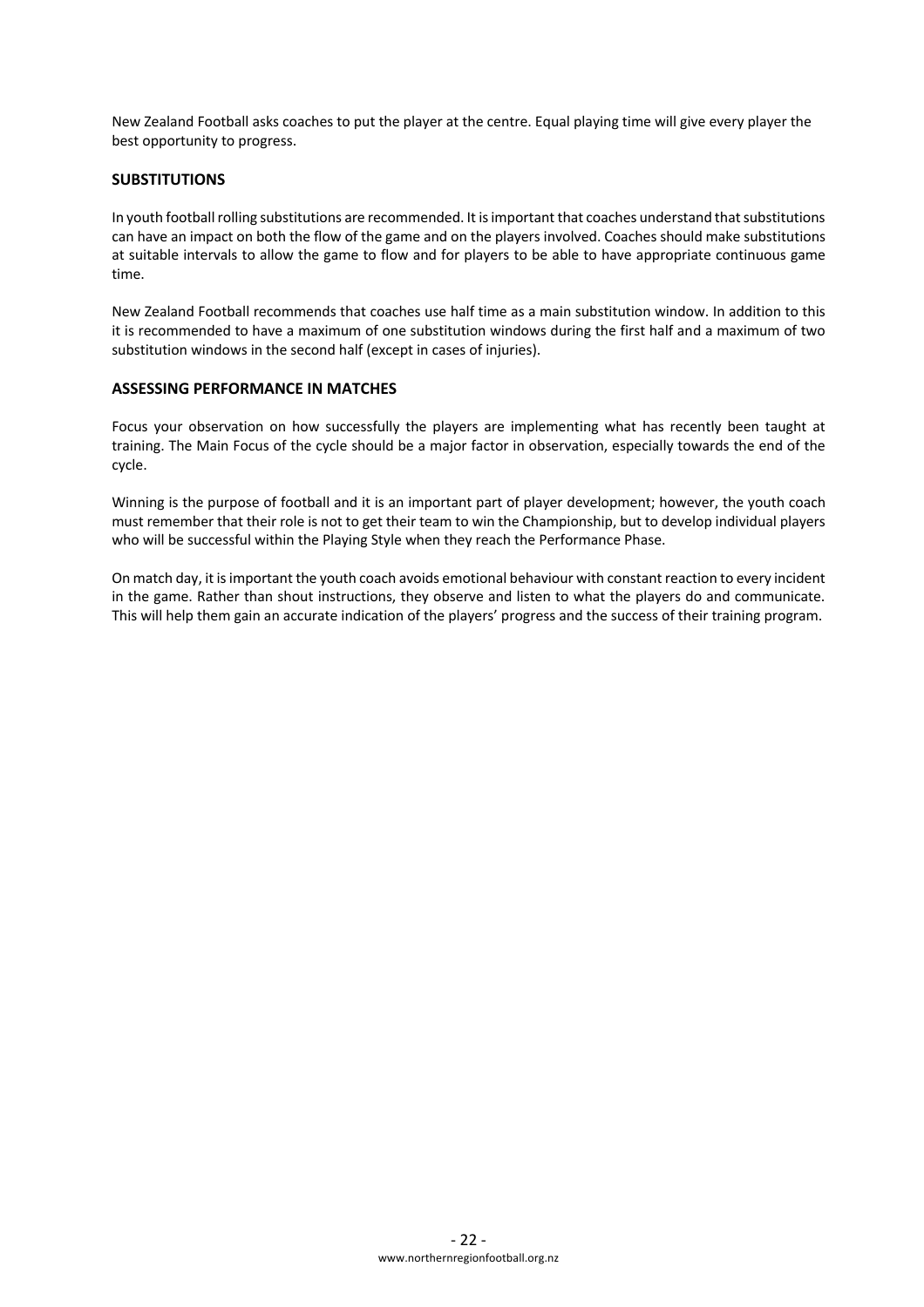New Zealand Football asks coaches to put the player at the centre. Equal playing time will give every player the best opportunity to progress.

### SUBSTITUTIONS

In youth football rolling substitutions are recommended. It is important that coaches understand that substitutions can have an impact on both the flow of the game and on the players involved. Coaches should make substitutions at suitable intervals to allow the game to flow and for players to be able to have appropriate continuous game time.

New Zealand Football recommends that coaches use half time as a main substitution window. In addition to this it is recommended to have a maximum of one substitution windows during the first half and a maximum of two substitution windows in the second half (except in cases of injuries).

### ASSESSING PERFORMANCE IN MATCHES

Focus your observation on how successfully the players are implementing what has recently been taught at training. The Main Focus of the cycle should be a major factor in observation, especially towards the end of the cycle.

Winning is the purpose of football and it is an important part of player development; however, the youth coach must remember that their role is not to get their team to win the Championship, but to develop individual players who will be successful within the Playing Style when they reach the Performance Phase.

On match day, it is important the youth coach avoids emotional behaviour with constant reaction to every incident in the game. Rather than shout instructions, they observe and listen to what the players do and communicate. This will help them gain an accurate indication of the players' progress and the success of their training program.